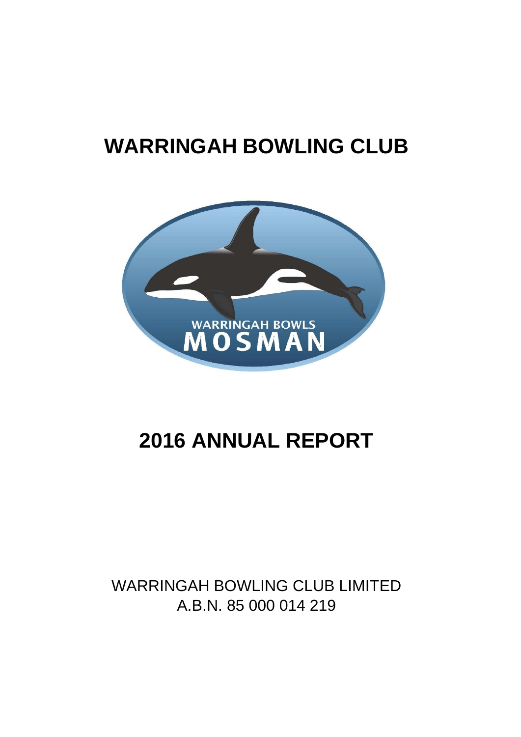# WARRINGAH BOWLING CLUB

# 2016 ANNUAL REPORT

WARRINGAH BOWLING CLUB LIMITED
A.B.N. 85 000 014 219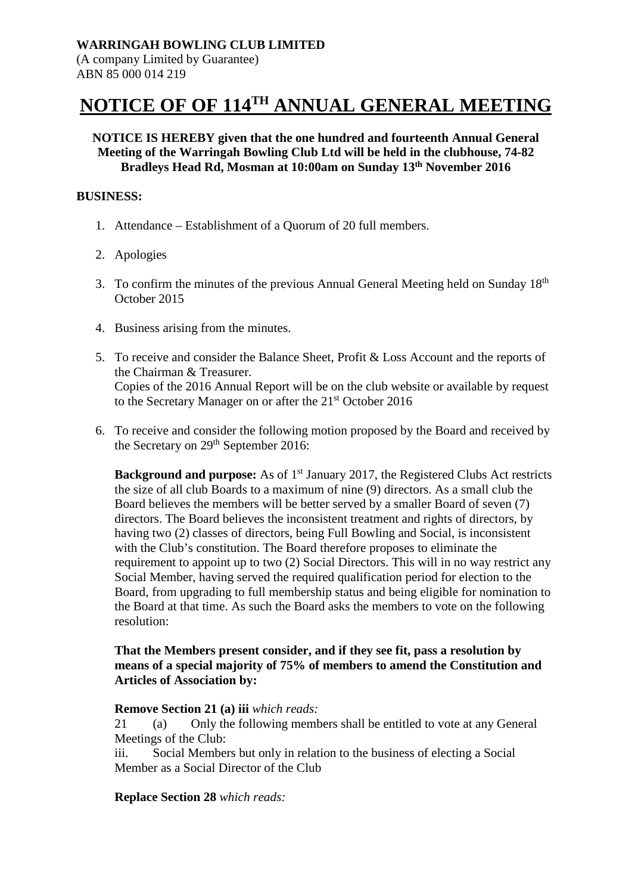**WARRINGAH BOWLING CLUB LIMITED**
(A company Limited by Guarantee)
ABN 85 000 014 219

# NOTICE OF OF 114TH ANNUAL GENERAL MEETING

**NOTICE IS HEREBY given that the one hundred and fourteenth Annual General Meeting of the Warringah Bowling Club Ltd will be held in the clubhouse, 74-82 Bradleys Head Rd, Mosman at 10:00am on Sunday 13th November 2016**

**BUSINESS:**

1. Attendance – Establishment of a Quorum of 20 full members.

2. Apologies

3. To confirm the minutes of the previous Annual General Meeting held on Sunday 18th October 2015

4. Business arising from the minutes.

5. To receive and consider the Balance Sheet, Profit & Loss Account and the reports of the Chairman & Treasurer.
   Copies of the 2016 Annual Report will be on the club website or available by request to the Secretary Manager on or after the 21st October 2016

6. To receive and consider the following motion proposed by the Board and received by the Secretary on 29th September 2016:

   **Background and purpose:** As of 1st January 2017, the Registered Clubs Act restricts the size of all club Boards to a maximum of nine (9) directors. As a small club the Board believes the members will be better served by a smaller Board of seven (7) directors. The Board believes the inconsistent treatment and rights of directors, by having two (2) classes of directors, being Full Bowling and Social, is inconsistent with the Club's constitution. The Board therefore proposes to eliminate the requirement to appoint up to two (2) Social Directors. This will in no way restrict any Social Member, having served the required qualification period for election to the Board, from upgrading to full membership status and being eligible for nomination to the Board at that time. As such the Board asks the members to vote on the following resolution:

   **That the Members present consider, and if they see fit, pass a resolution by means of a special majority of 75% of members to amend the Constitution and Articles of Association by:**

   **Remove Section 21 (a) iii** *which reads:*
   21 (a) Only the following members shall be entitled to vote at any General Meetings of the Club:
   iii. Social Members but only in relation to the business of electing a Social Member as a Social Director of the Club

   **Replace Section 28** *which reads:*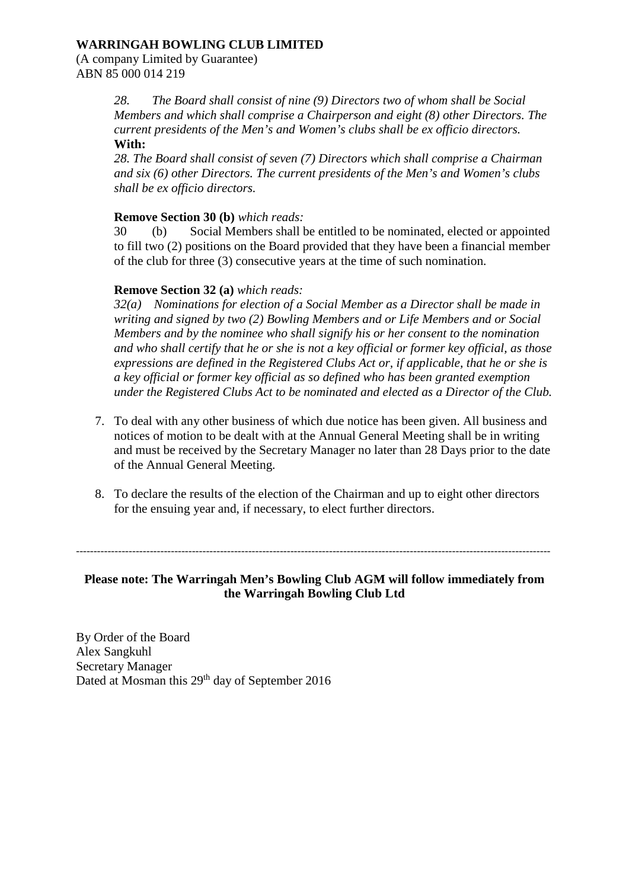**WARRINGAH BOWLING CLUB LIMITED**
(A company Limited by Guarantee)
ABN 85 000 014 219

*28. The Board shall consist of nine (9) Directors two of whom shall be Social Members and which shall comprise a Chairperson and eight (8) other Directors. The current presidents of the Men's and Women's clubs shall be ex officio directors.*
**With:**
*28. The Board shall consist of seven (7) Directors which shall comprise a Chairman and six (6) other Directors. The current presidents of the Men's and Women's clubs shall be ex officio directors.*

**Remove Section 30 (b)** *which reads:*
30 (b) Social Members shall be entitled to be nominated, elected or appointed to fill two (2) positions on the Board provided that they have been a financial member of the club for three (3) consecutive years at the time of such nomination.

**Remove Section 32 (a)** *which reads:*
*32(a) Nominations for election of a Social Member as a Director shall be made in writing and signed by two (2) Bowling Members and or Life Members and or Social Members and by the nominee who shall signify his or her consent to the nomination and who shall certify that he or she is not a key official or former key official, as those expressions are defined in the Registered Clubs Act or, if applicable, that he or she is a key official or former key official as so defined who has been granted exemption under the Registered Clubs Act to be nominated and elected as a Director of the Club.*

7. To deal with any other business of which due notice has been given. All business and notices of motion to be dealt with at the Annual General Meeting shall be in writing and must be received by the Secretary Manager no later than 28 Days prior to the date of the Annual General Meeting.

8. To declare the results of the election of the Chairman and up to eight other directors for the ensuing year and, if necessary, to elect further directors.

---

**Please note: The Warringah Men's Bowling Club AGM will follow immediately from the Warringah Bowling Club Ltd**

By Order of the Board
Alex Sangkuhl
Secretary Manager
Dated at Mosman this 29th day of September 2016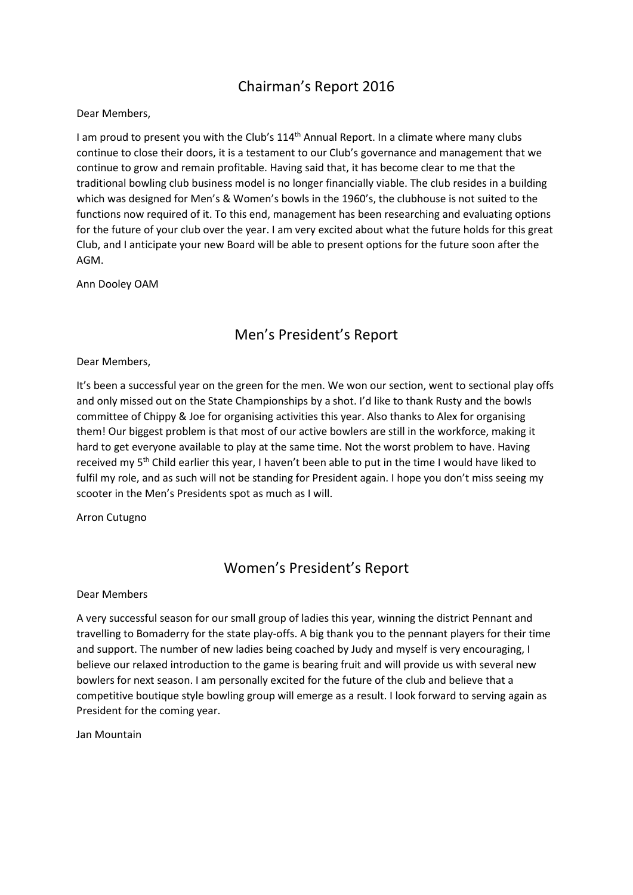## Chairman's Report 2016

Dear Members,

I am proud to present you with the Club's 114th Annual Report. In a climate where many clubs continue to close their doors, it is a testament to our Club's governance and management that we continue to grow and remain profitable. Having said that, it has become clear to me that the traditional bowling club business model is no longer financially viable. The club resides in a building which was designed for Men's & Women's bowls in the 1960's, the clubhouse is not suited to the functions now required of it. To this end, management has been researching and evaluating options for the future of your club over the year. I am very excited about what the future holds for this great Club, and I anticipate your new Board will be able to present options for the future soon after the AGM.

Ann Dooley OAM

## Men's President's Report

Dear Members,

It's been a successful year on the green for the men. We won our section, went to sectional play offs and only missed out on the State Championships by a shot. I'd like to thank Rusty and the bowls committee of Chippy & Joe for organising activities this year. Also thanks to Alex for organising them! Our biggest problem is that most of our active bowlers are still in the workforce, making it hard to get everyone available to play at the same time. Not the worst problem to have. Having received my 5th Child earlier this year, I haven't been able to put in the time I would have liked to fulfil my role, and as such will not be standing for President again. I hope you don't miss seeing my scooter in the Men's Presidents spot as much as I will.

Arron Cutugno

## Women's President's Report

Dear Members

A very successful season for our small group of ladies this year, winning the district Pennant and travelling to Bomaderry for the state play-offs. A big thank you to the pennant players for their time and support. The number of new ladies being coached by Judy and myself is very encouraging, I believe our relaxed introduction to the game is bearing fruit and will provide us with several new bowlers for next season. I am personally excited for the future of the club and believe that a competitive boutique style bowling group will emerge as a result. I look forward to serving again as President for the coming year.

Jan Mountain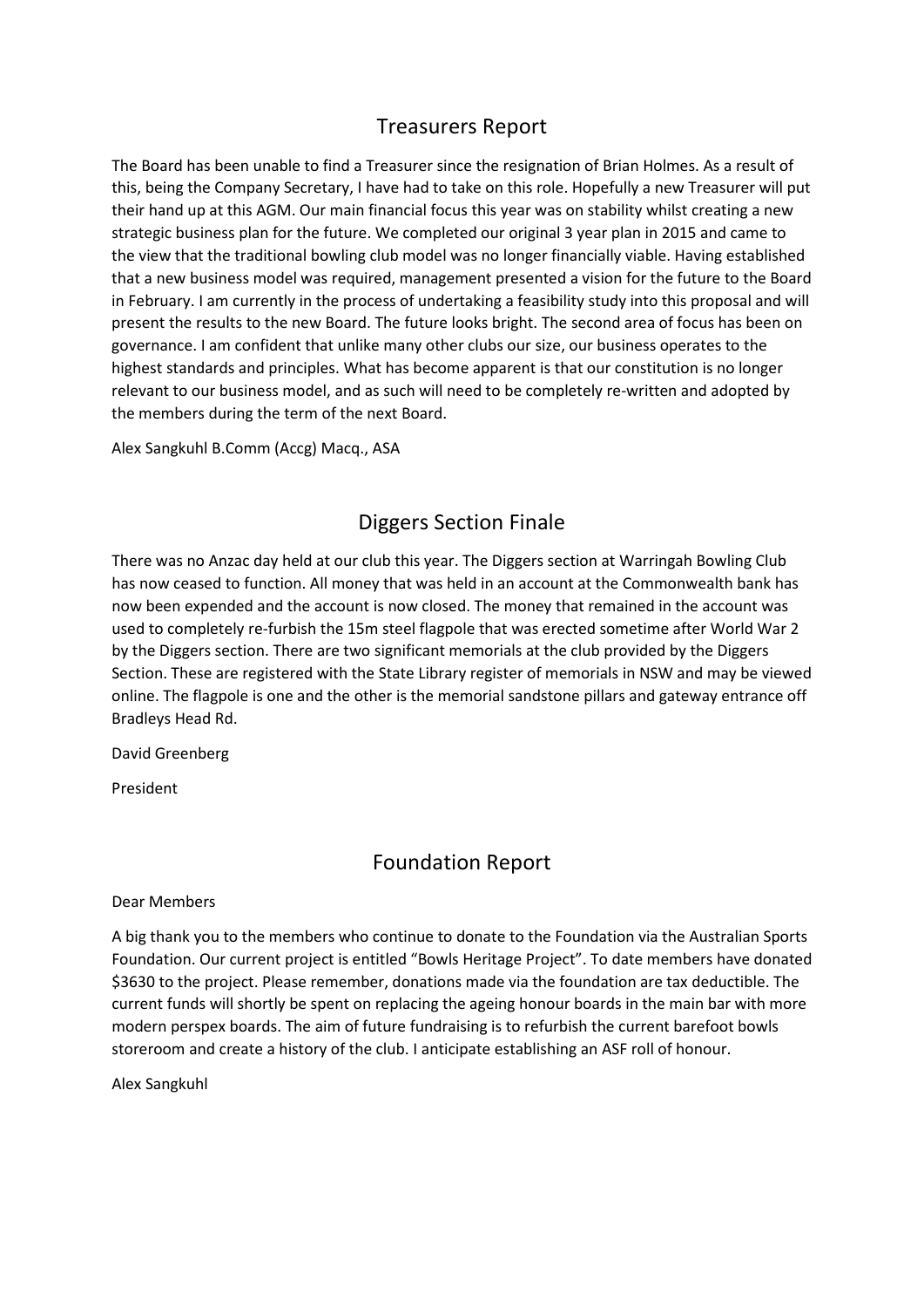## Treasurers Report

The Board has been unable to find a Treasurer since the resignation of Brian Holmes. As a result of this, being the Company Secretary, I have had to take on this role. Hopefully a new Treasurer will put their hand up at this AGM. Our main financial focus this year was on stability whilst creating a new strategic business plan for the future. We completed our original 3 year plan in 2015 and came to the view that the traditional bowling club model was no longer financially viable. Having established that a new business model was required, management presented a vision for the future to the Board in February. I am currently in the process of undertaking a feasibility study into this proposal and will present the results to the new Board. The future looks bright. The second area of focus has been on governance. I am confident that unlike many other clubs our size, our business operates to the highest standards and principles. What has become apparent is that our constitution is no longer relevant to our business model, and as such will need to be completely re-written and adopted by the members during the term of the next Board.

Alex Sangkuhl B.Comm (Accg) Macq., ASA

## Diggers Section Finale

There was no Anzac day held at our club this year. The Diggers section at Warringah Bowling Club has now ceased to function. All money that was held in an account at the Commonwealth bank has now been expended and the account is now closed. The money that remained in the account was used to completely re-furbish the 15m steel flagpole that was erected sometime after World War 2 by the Diggers section. There are two significant memorials at the club provided by the Diggers Section. These are registered with the State Library register of memorials in NSW and may be viewed online. The flagpole is one and the other is the memorial sandstone pillars and gateway entrance off Bradleys Head Rd.

David Greenberg

President

## Foundation Report

Dear Members

A big thank you to the members who continue to donate to the Foundation via the Australian Sports Foundation. Our current project is entitled "Bowls Heritage Project". To date members have donated $3630 to the project. Please remember, donations made via the foundation are tax deductible. The current funds will shortly be spent on replacing the ageing honour boards in the main bar with more modern perspex boards. The aim of future fundraising is to refurbish the current barefoot bowls storeroom and create a history of the club. I anticipate establishing an ASF roll of honour.

Alex Sangkuhl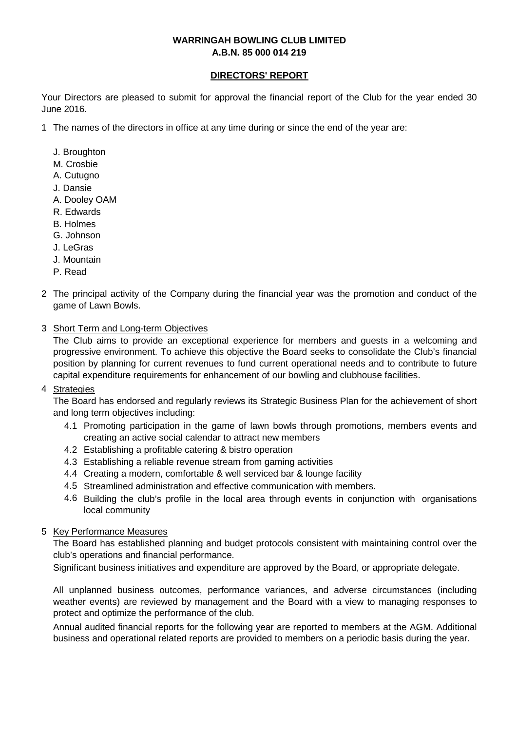**WARRINGAH BOWLING CLUB LIMITED**
**A.B.N. 85 000 014 219**

## DIRECTORS' REPORT

Your Directors are pleased to submit for approval the financial report of the Club for the year ended 30 June 2016.

1 The names of the directors in office at any time during or since the end of the year are:

J. Broughton
M. Crosbie
A. Cutugno
J. Dansie
A. Dooley OAM
R. Edwards
B. Holmes
G. Johnson
J. LeGras
J. Mountain
P. Read

2 The principal activity of the Company during the financial year was the promotion and conduct of the game of Lawn Bowls.

3 Short Term and Long-term Objectives

The Club aims to provide an exceptional experience for members and guests in a welcoming and progressive environment. To achieve this objective the Board seeks to consolidate the Club's financial position by planning for current revenues to fund current operational needs and to contribute to future capital expenditure requirements for enhancement of our bowling and clubhouse facilities.

4 Strategies

The Board has endorsed and regularly reviews its Strategic Business Plan for the achievement of short and long term objectives including:

4.1 Promoting participation in the game of lawn bowls through promotions, members events and creating an active social calendar to attract new members
4.2 Establishing a profitable catering & bistro operation
4.3 Establishing a reliable revenue stream from gaming activities
4.4 Creating a modern, comfortable & well serviced bar & lounge facility
4.5 Streamlined administration and effective communication with members.
4.6 Building the club's profile in the local area through events in conjunction with organisations local community

5 Key Performance Measures

The Board has established planning and budget protocols consistent with maintaining control over the club's operations and financial performance.

Significant business initiatives and expenditure are approved by the Board, or appropriate delegate.

All unplanned business outcomes, performance variances, and adverse circumstances (including weather events) are reviewed by management and the Board with a view to managing responses to protect and optimize the performance of the club.

Annual audited financial reports for the following year are reported to members at the AGM. Additional business and operational related reports are provided to members on a periodic basis during the year.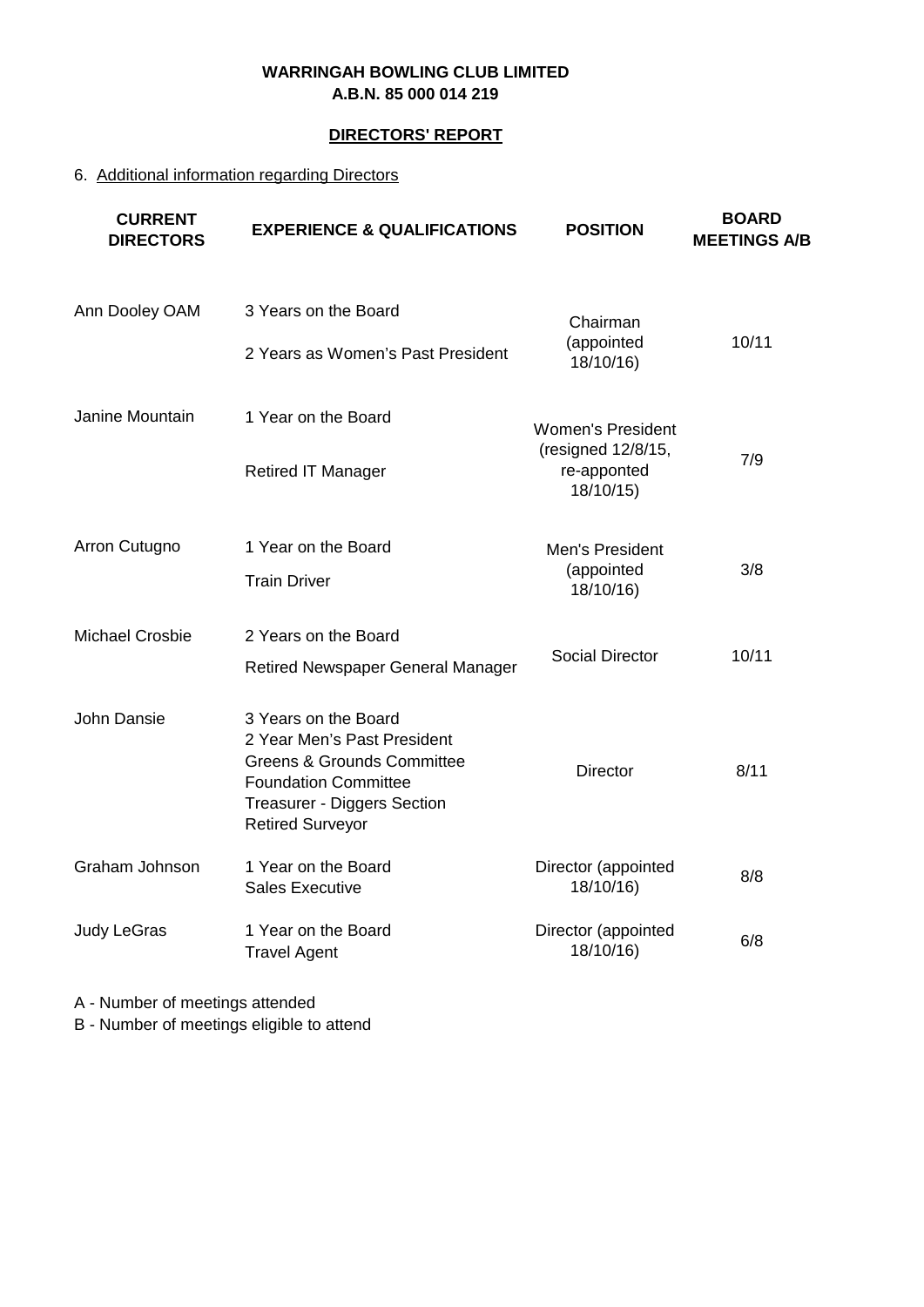**WARRINGAH BOWLING CLUB LIMITED**
**A.B.N. 85 000 014 219**

**DIRECTORS' REPORT**

6. Additional information regarding Directors

| CURRENT DIRECTORS | EXPERIENCE & QUALIFICATIONS | POSITION | BOARD MEETINGS A/B |
|---|---|---|---|
| Ann Dooley OAM | 3 Years on the Board<br>2 Years as Women's Past President | Chairman (appointed 18/10/16) | 10/11 |
| Janine Mountain | 1 Year on the Board<br>Retired IT Manager | Women's President (resigned 12/8/15, re-apponted 18/10/15) | 7/9 |
| Arron Cutugno | 1 Year on the Board<br>Train Driver | Men's President (appointed 18/10/16) | 3/8 |
| Michael Crosbie | 2 Years on the Board<br>Retired Newspaper General Manager | Social Director | 10/11 |
| John Dansie | 3 Years on the Board<br>2 Year Men's Past President<br>Greens & Grounds Committee<br>Foundation Committee<br>Treasurer - Diggers Section<br>Retired Surveyor | Director | 8/11 |
| Graham Johnson | 1 Year on the Board<br>Sales Executive | Director (appointed 18/10/16) | 8/8 |
| Judy LeGras | 1 Year on the Board<br>Travel Agent | Director (appointed 18/10/16) | 6/8 |

A - Number of meetings attended
B - Number of meetings eligible to attend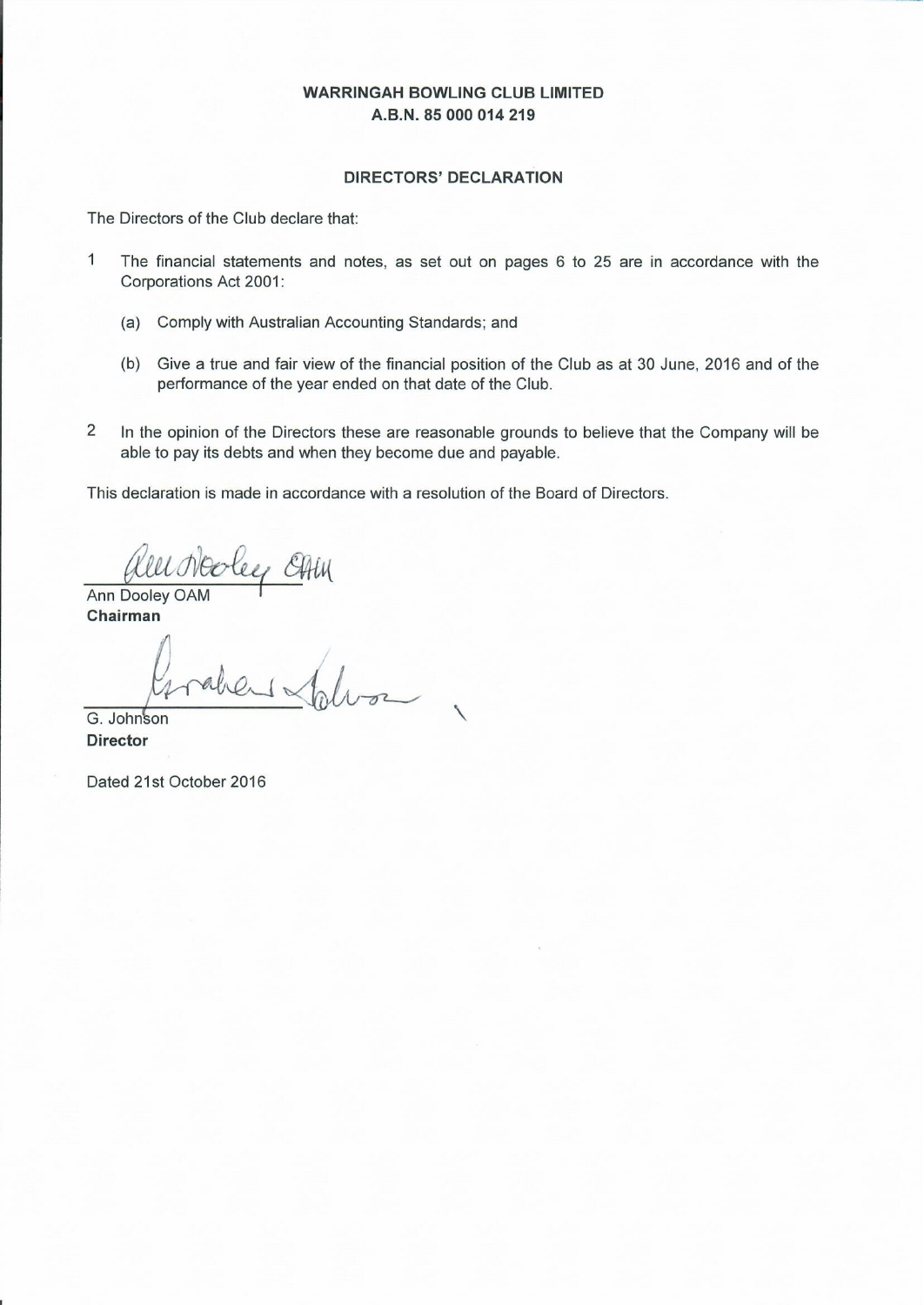**WARRINGAH BOWLING CLUB LIMITED**
**A.B.N. 85 000 014 219**

**DIRECTORS' DECLARATION**

The Directors of the Club declare that:

1. The financial statements and notes, as set out on pages 6 to 25 are in accordance with the Corporations Act 2001:

   (a) Comply with Australian Accounting Standards; and

   (b) Give a true and fair view of the financial position of the Club as at 30 June, 2016 and of the performance of the year ended on that date of the Club.

2. In the opinion of the Directors these are reasonable grounds to believe that the Company will be able to pay its debts and when they become due and payable.

This declaration is made in accordance with a resolution of the Board of Directors.

Ann Dooley OAM
**Chairman**

G. Johnson
**Director**

Dated 21st October 2016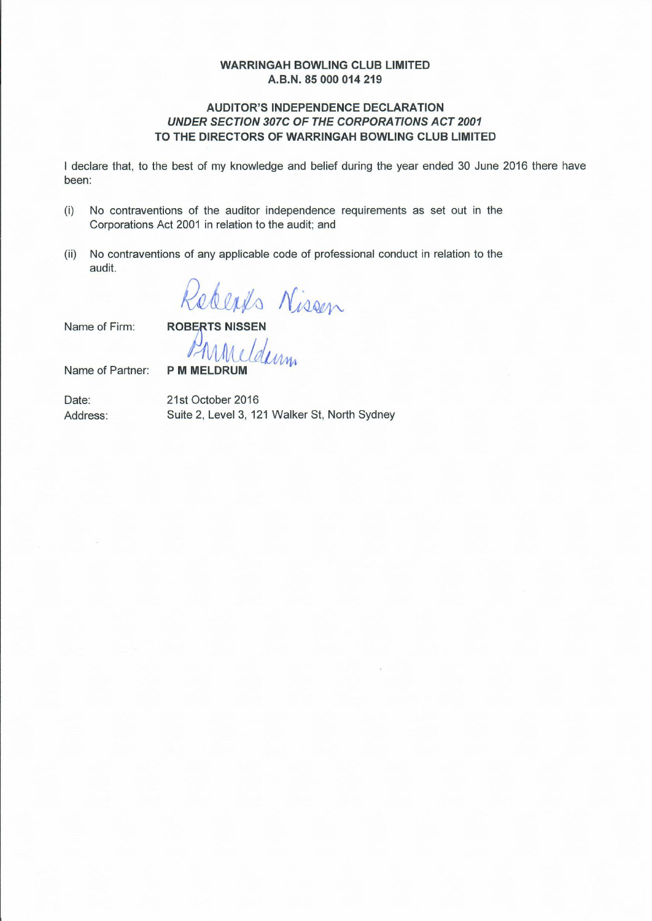**WARRINGAH BOWLING CLUB LIMITED**
**A.B.N. 85 000 014 219**

**AUDITOR'S INDEPENDENCE DECLARATION**
***UNDER SECTION 307C OF THE CORPORATIONS ACT 2001***
**TO THE DIRECTORS OF WARRINGAH BOWLING CLUB LIMITED**

I declare that, to the best of my knowledge and belief during the year ended 30 June 2016 there have been:

(i) No contraventions of the auditor independence requirements as set out in the Corporations Act 2001 in relation to the audit; and

(ii) No contraventions of any applicable code of professional conduct in relation to the audit.

Roberts Nissen

Name of Firm: **ROBERTS NISSEN**

PMMeldrum

Name of Partner: **P M MELDRUM**

Date: 21st October 2016

Address: Suite 2, Level 3, 121 Walker St, North Sydney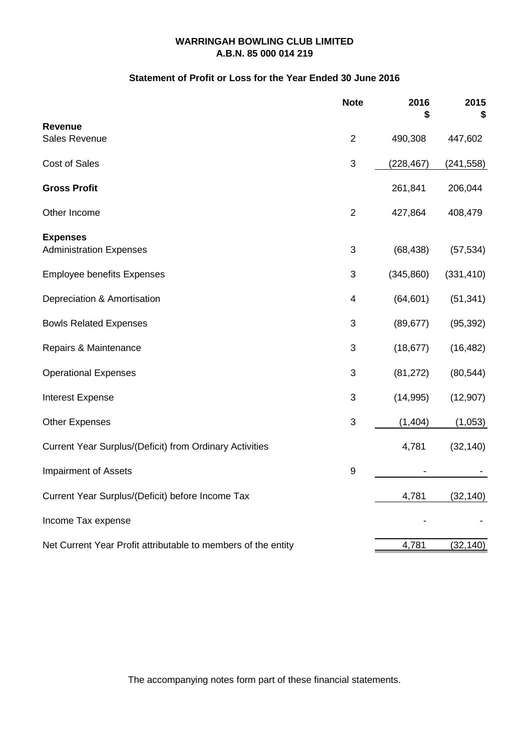# WARRINGAH BOWLING CLUB LIMITED
## A.B.N. 85 000 014 219

### Statement of Profit or Loss for the Year Ended 30 June 2016

| | Note | 2016 $ | 2015 $ |
|---|---|---|---|
| **Revenue** | | | |
| Sales Revenue | 2 | 490,308 | 447,602 |
| Cost of Sales | 3 | (228,467) | (241,558) |
| **Gross Profit** | | 261,841 | 206,044 |
| Other Income | 2 | 427,864 | 408,479 |
| **Expenses** | | | |
| Administration Expenses | 3 | (68,438) | (57,534) |
| Employee benefits Expenses | 3 | (345,860) | (331,410) |
| Depreciation & Amortisation | 4 | (64,601) | (51,341) |
| Bowls Related Expenses | 3 | (89,677) | (95,392) |
| Repairs & Maintenance | 3 | (18,677) | (16,482) |
| Operational Expenses | 3 | (81,272) | (80,544) |
| Interest Expense | 3 | (14,995) | (12,907) |
| Other Expenses | 3 | (1,404) | (1,053) |
| Current Year Surplus/(Deficit) from Ordinary Activities | | 4,781 | (32,140) |
| Impairment of Assets | 9 | - | - |
| Current Year Surplus/(Deficit) before Income Tax | | 4,781 | (32,140) |
| Income Tax expense | | - | - |
| Net Current Year Profit attributable to members of the entity | | 4,781 | (32,140) |

The accompanying notes form part of these financial statements.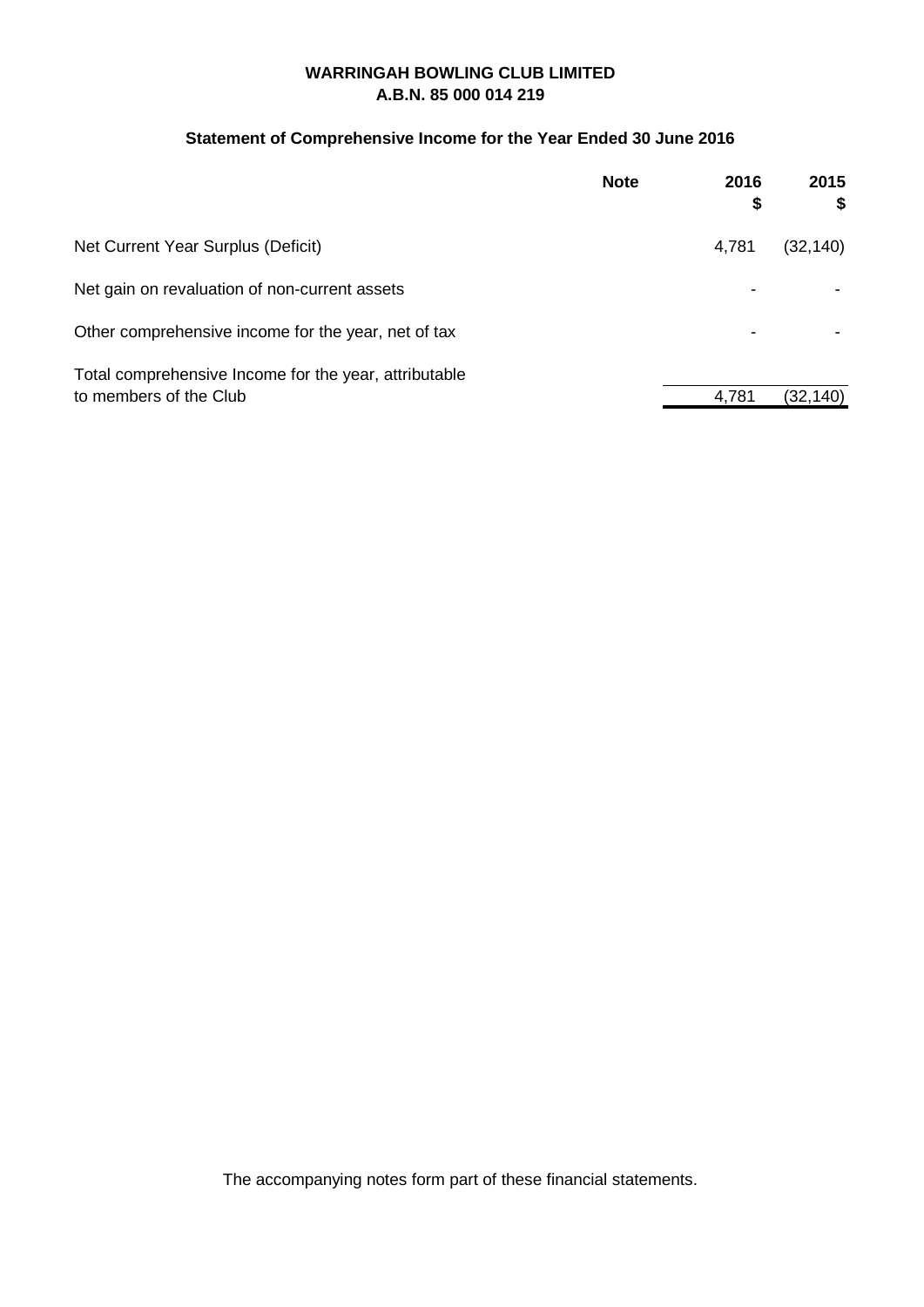**WARRINGAH BOWLING CLUB LIMITED**
**A.B.N. 85 000 014 219**

## Statement of Comprehensive Income for the Year Ended 30 June 2016

| | Note | 2016 $ | 2015 $ |
|---|---|---|---|
| Net Current Year Surplus (Deficit) | | 4,781 | (32,140) |
| Net gain on revaluation of non-current assets | | - | - |
| Other comprehensive income for the year, net of tax | | - | - |
| Total comprehensive Income for the year, attributable to members of the Club | | 4,781 | (32,140) |

The accompanying notes form part of these financial statements.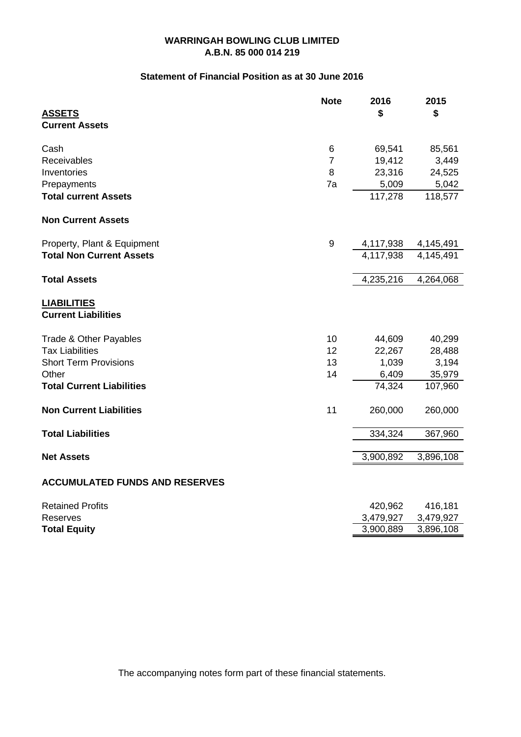**WARRINGAH BOWLING CLUB LIMITED**
**A.B.N. 85 000 014 219**

**Statement of Financial Position as at 30 June 2016**

| | Note | 2016 | 2015 |
|---|---|---|---|
| **ASSETS** | | $ | $ |
| **Current Assets** | | | |
| Cash | 6 | 69,541 | 85,561 |
| Receivables | 7 | 19,412 | 3,449 |
| Inventories | 8 | 23,316 | 24,525 |
| Prepayments | 7a | 5,009 | 5,042 |
| **Total current Assets** | | 117,278 | 118,577 |
| **Non Current Assets** | | | |
| Property, Plant & Equipment | 9 | 4,117,938 | 4,145,491 |
| **Total Non Current Assets** | | 4,117,938 | 4,145,491 |
| **Total Assets** | | 4,235,216 | 4,264,068 |
| **LIABILITIES** | | | |
| **Current Liabilities** | | | |
| Trade & Other Payables | 10 | 44,609 | 40,299 |
| Tax Liabilities | 12 | 22,267 | 28,488 |
| Short Term Provisions | 13 | 1,039 | 3,194 |
| Other | 14 | 6,409 | 35,979 |
| **Total Current Liabilities** | | 74,324 | 107,960 |
| **Non Current Liabilities** | 11 | 260,000 | 260,000 |
| **Total Liabilities** | | 334,324 | 367,960 |
| **Net Assets** | | 3,900,892 | 3,896,108 |
| **ACCUMULATED FUNDS AND RESERVES** | | | |
| Retained Profits | | 420,962 | 416,181 |
| Reserves | | 3,479,927 | 3,479,927 |
| **Total Equity** | | 3,900,889 | 3,896,108 |

The accompanying notes form part of these financial statements.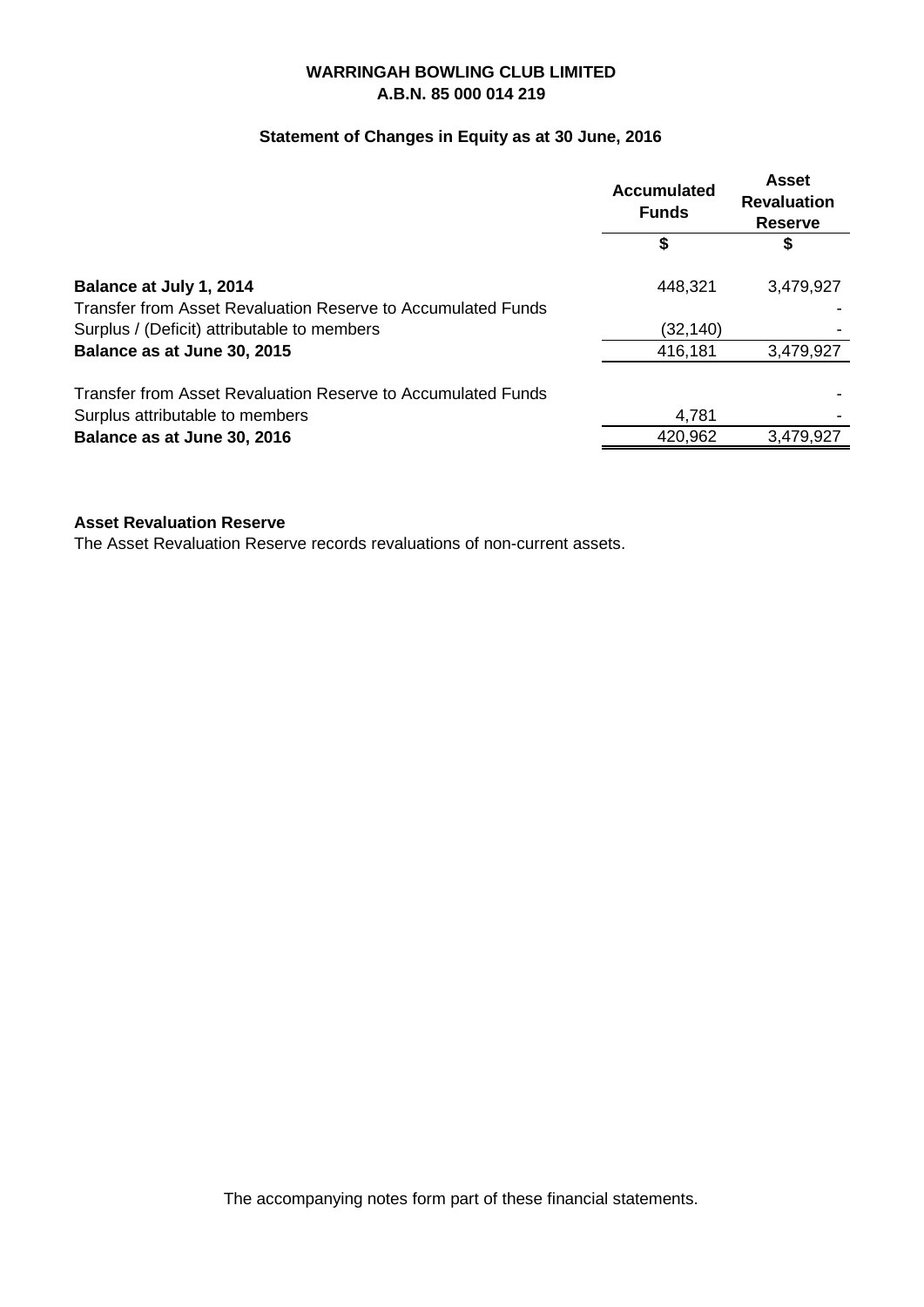**WARRINGAH BOWLING CLUB LIMITED**
**A.B.N. 85 000 014 219**

**Statement of Changes in Equity as at 30 June, 2016**

| | Accumulated Funds | Asset Revaluation Reserve |
|---|---|---|
| | $ | $ |
| **Balance at July 1, 2014** | 448,321 | 3,479,927 |
| Transfer from Asset Revaluation Reserve to Accumulated Funds | | - |
| Surplus / (Deficit) attributable to members | (32,140) | - |
| **Balance as at June 30, 2015** | 416,181 | 3,479,927 |
| Transfer from Asset Revaluation Reserve to Accumulated Funds | | - |
| Surplus attributable to members | 4,781 | - |
| **Balance as at June 30, 2016** | 420,962 | 3,479,927 |

**Asset Revaluation Reserve**

The Asset Revaluation Reserve records revaluations of non-current assets.

The accompanying notes form part of these financial statements.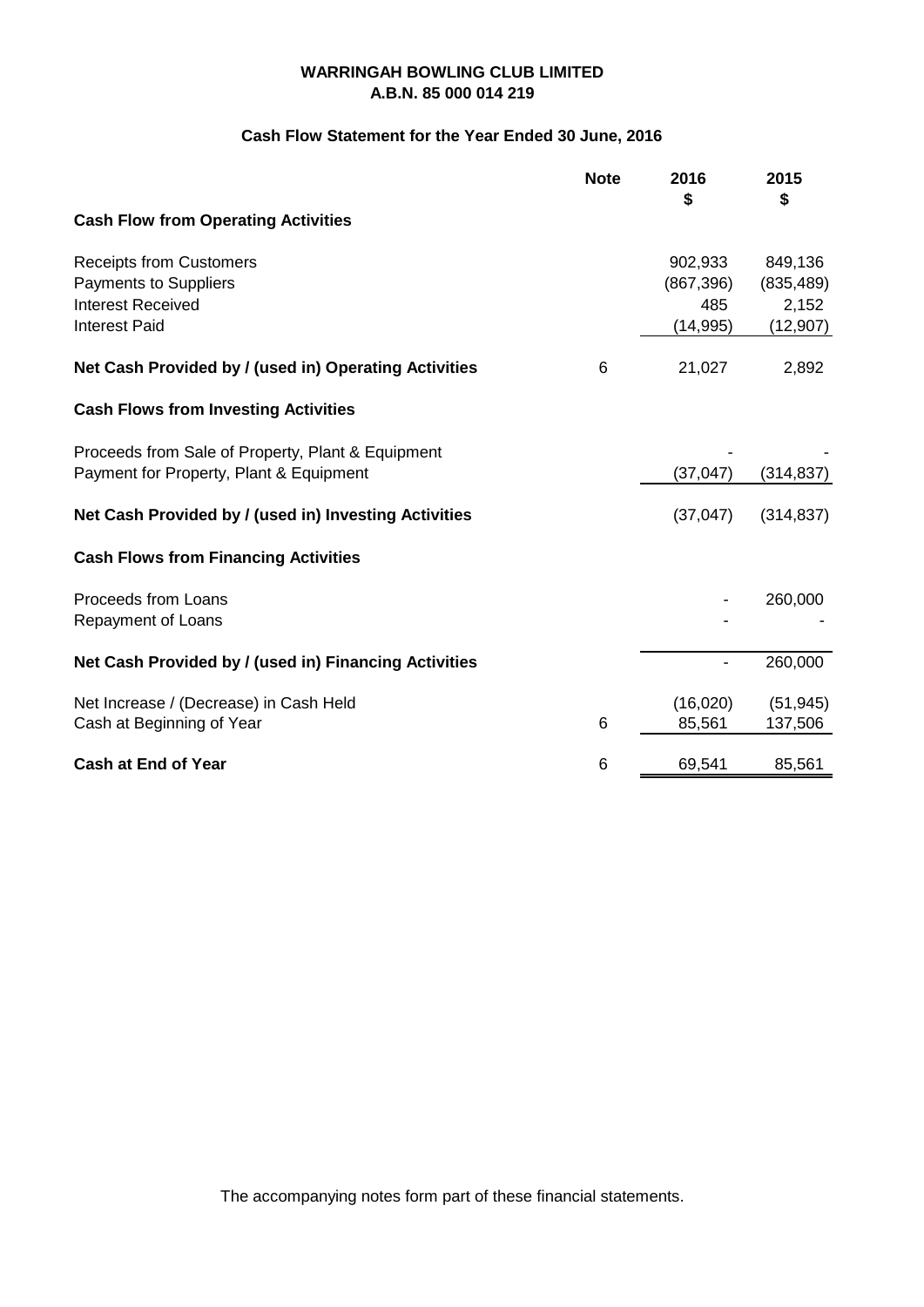**WARRINGAH BOWLING CLUB LIMITED**
**A.B.N. 85 000 014 219**

## Cash Flow Statement for the Year Ended 30 June, 2016

| | Note | 2016 $ | 2015 $ |
|---|---|---|---|
| **Cash Flow from Operating Activities** | | | |
| Receipts from Customers | | 902,933 | 849,136 |
| Payments to Suppliers | | (867,396) | (835,489) |
| Interest Received | | 485 | 2,152 |
| Interest Paid | | (14,995) | (12,907) |
| **Net Cash Provided by / (used in) Operating Activities** | 6 | 21,027 | 2,892 |
| **Cash Flows from Investing Activities** | | | |
| Proceeds from Sale of Property, Plant & Equipment | | - | - |
| Payment for Property, Plant & Equipment | | (37,047) | (314,837) |
| **Net Cash Provided by / (used in) Investing Activities** | | (37,047) | (314,837) |
| **Cash Flows from Financing Activities** | | | |
| Proceeds from Loans | | - | 260,000 |
| Repayment of Loans | | - | - |
| **Net Cash Provided by / (used in) Financing Activities** | | - | 260,000 |
| Net Increase / (Decrease) in Cash Held | | (16,020) | (51,945) |
| Cash at Beginning of Year | 6 | 85,561 | 137,506 |
| **Cash at End of Year** | 6 | 69,541 | 85,561 |

The accompanying notes form part of these financial statements.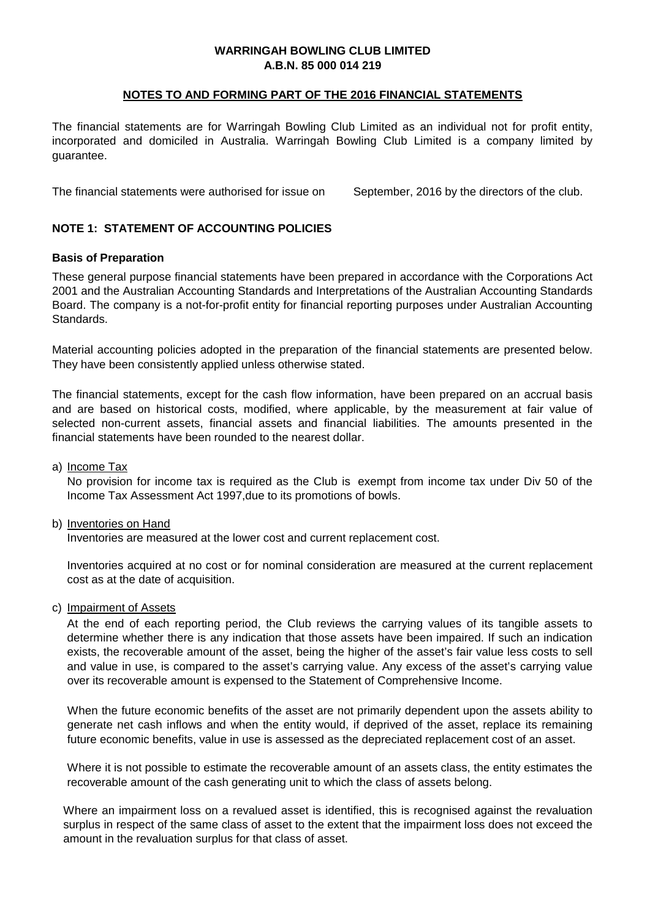**WARRINGAH BOWLING CLUB LIMITED**
**A.B.N. 85 000 014 219**

**NOTES TO AND FORMING PART OF THE 2016 FINANCIAL STATEMENTS**

The financial statements are for Warringah Bowling Club Limited as an individual not for profit entity, incorporated and domiciled in Australia. Warringah Bowling Club Limited is a company limited by guarantee.

The financial statements were authorised for issue on September, 2016 by the directors of the club.

## NOTE 1: STATEMENT OF ACCOUNTING POLICIES

### Basis of Preparation

These general purpose financial statements have been prepared in accordance with the Corporations Act 2001 and the Australian Accounting Standards and Interpretations of the Australian Accounting Standards Board. The company is a not-for-profit entity for financial reporting purposes under Australian Accounting Standards.

Material accounting policies adopted in the preparation of the financial statements are presented below. They have been consistently applied unless otherwise stated.

The financial statements, except for the cash flow information, have been prepared on an accrual basis and are based on historical costs, modified, where applicable, by the measurement at fair value of selected non-current assets, financial assets and financial liabilities. The amounts presented in the financial statements have been rounded to the nearest dollar.

a) Income Tax

No provision for income tax is required as the Club is exempt from income tax under Div 50 of the Income Tax Assessment Act 1997,due to its promotions of bowls.

b) Inventories on Hand

Inventories are measured at the lower cost and current replacement cost.

Inventories acquired at no cost or for nominal consideration are measured at the current replacement cost as at the date of acquisition.

c) Impairment of Assets

At the end of each reporting period, the Club reviews the carrying values of its tangible assets to determine whether there is any indication that those assets have been impaired. If such an indication exists, the recoverable amount of the asset, being the higher of the asset's fair value less costs to sell and value in use, is compared to the asset's carrying value. Any excess of the asset's carrying value over its recoverable amount is expensed to the Statement of Comprehensive Income.

When the future economic benefits of the asset are not primarily dependent upon the assets ability to generate net cash inflows and when the entity would, if deprived of the asset, replace its remaining future economic benefits, value in use is assessed as the depreciated replacement cost of an asset.

Where it is not possible to estimate the recoverable amount of an assets class, the entity estimates the recoverable amount of the cash generating unit to which the class of assets belong.

Where an impairment loss on a revalued asset is identified, this is recognised against the revaluation surplus in respect of the same class of asset to the extent that the impairment loss does not exceed the amount in the revaluation surplus for that class of asset.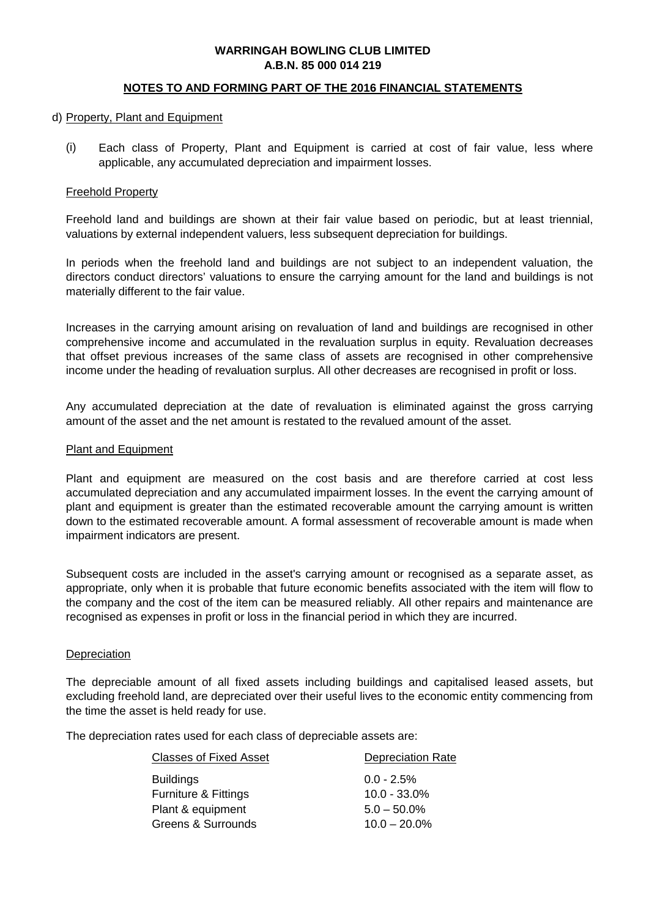**WARRINGAH BOWLING CLUB LIMITED**
**A.B.N. 85 000 014 219**

**NOTES TO AND FORMING PART OF THE 2016 FINANCIAL STATEMENTS**

d) Property, Plant and Equipment

(i) Each class of Property, Plant and Equipment is carried at cost of fair value, less where applicable, any accumulated depreciation and impairment losses.

Freehold Property

Freehold land and buildings are shown at their fair value based on periodic, but at least triennial, valuations by external independent valuers, less subsequent depreciation for buildings.

In periods when the freehold land and buildings are not subject to an independent valuation, the directors conduct directors' valuations to ensure the carrying amount for the land and buildings is not materially different to the fair value.

Increases in the carrying amount arising on revaluation of land and buildings are recognised in other comprehensive income and accumulated in the revaluation surplus in equity. Revaluation decreases that offset previous increases of the same class of assets are recognised in other comprehensive income under the heading of revaluation surplus. All other decreases are recognised in profit or loss.

Any accumulated depreciation at the date of revaluation is eliminated against the gross carrying amount of the asset and the net amount is restated to the revalued amount of the asset.

Plant and Equipment

Plant and equipment are measured on the cost basis and are therefore carried at cost less accumulated depreciation and any accumulated impairment losses. In the event the carrying amount of plant and equipment is greater than the estimated recoverable amount the carrying amount is written down to the estimated recoverable amount. A formal assessment of recoverable amount is made when impairment indicators are present.

Subsequent costs are included in the asset's carrying amount or recognised as a separate asset, as appropriate, only when it is probable that future economic benefits associated with the item will flow to the company and the cost of the item can be measured reliably. All other repairs and maintenance are recognised as expenses in profit or loss in the financial period in which they are incurred.

Depreciation

The depreciable amount of all fixed assets including buildings and capitalised leased assets, but excluding freehold land, are depreciated over their useful lives to the economic entity commencing from the time the asset is held ready for use.

The depreciation rates used for each class of depreciable assets are:

| Classes of Fixed Asset | Depreciation Rate |
|---|---|
| Buildings | 0.0 - 2.5% |
| Furniture & Fittings | 10.0 - 33.0% |
| Plant & equipment | 5.0 – 50.0% |
| Greens & Surrounds | 10.0 – 20.0% |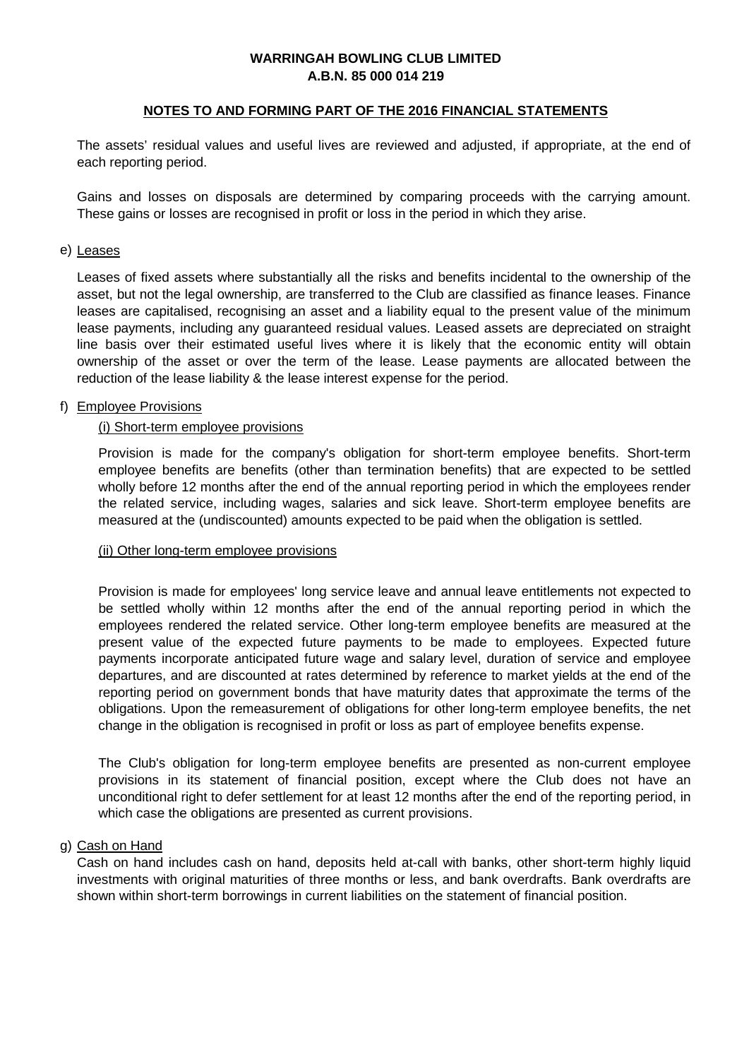The assets' residual values and useful lives are reviewed and adjusted, if appropriate, at the end of each reporting period.

Gains and losses on disposals are determined by comparing proceeds with the carrying amount. These gains or losses are recognised in profit or loss in the period in which they arise.

e) Leases

Leases of fixed assets where substantially all the risks and benefits incidental to the ownership of the asset, but not the legal ownership, are transferred to the Club are classified as finance leases. Finance leases are capitalised, recognising an asset and a liability equal to the present value of the minimum lease payments, including any guaranteed residual values. Leased assets are depreciated on straight line basis over their estimated useful lives where it is likely that the economic entity will obtain ownership of the asset or over the term of the lease. Lease payments are allocated between the reduction of the lease liability & the lease interest expense for the period.

f) Employee Provisions

(i) Short-term employee provisions

Provision is made for the company's obligation for short-term employee benefits. Short-term employee benefits are benefits (other than termination benefits) that are expected to be settled wholly before 12 months after the end of the annual reporting period in which the employees render the related service, including wages, salaries and sick leave. Short-term employee benefits are measured at the (undiscounted) amounts expected to be paid when the obligation is settled.

(ii) Other long-term employee provisions

Provision is made for employees' long service leave and annual leave entitlements not expected to be settled wholly within 12 months after the end of the annual reporting period in which the employees rendered the related service. Other long-term employee benefits are measured at the present value of the expected future payments to be made to employees. Expected future payments incorporate anticipated future wage and salary level, duration of service and employee departures, and are discounted at rates determined by reference to market yields at the end of the reporting period on government bonds that have maturity dates that approximate the terms of the obligations. Upon the remeasurement of obligations for other long-term employee benefits, the net change in the obligation is recognised in profit or loss as part of employee benefits expense.

The Club's obligation for long-term employee benefits are presented as non-current employee provisions in its statement of financial position, except where the Club does not have an unconditional right to defer settlement for at least 12 months after the end of the reporting period, in which case the obligations are presented as current provisions.

g) Cash on Hand

Cash on hand includes cash on hand, deposits held at-call with banks, other short-term highly liquid investments with original maturities of three months or less, and bank overdrafts. Bank overdrafts are shown within short-term borrowings in current liabilities on the statement of financial position.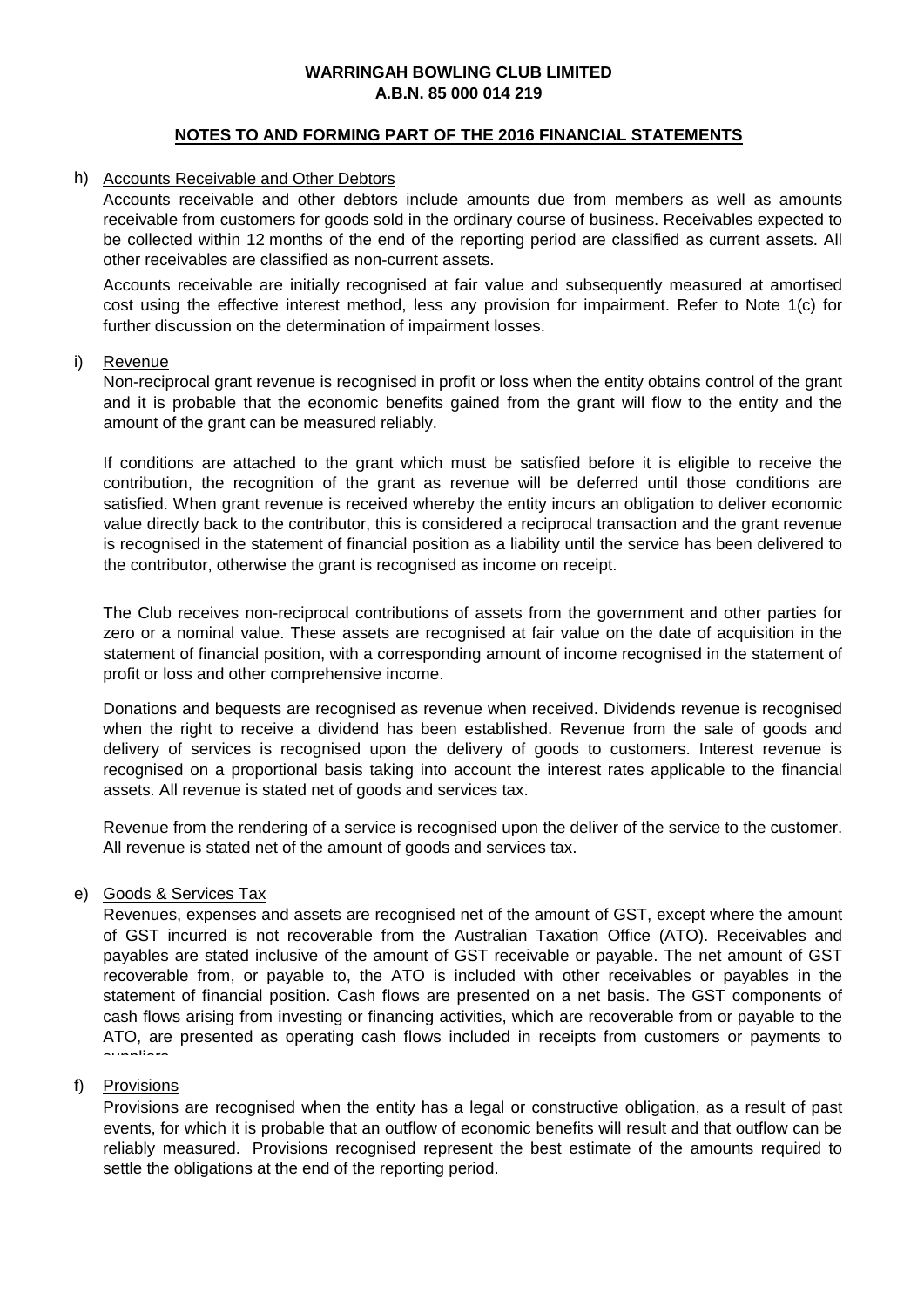**WARRINGAH BOWLING CLUB LIMITED**
**A.B.N. 85 000 014 219**

**NOTES TO AND FORMING PART OF THE 2016 FINANCIAL STATEMENTS**

h) Accounts Receivable and Other Debtors

Accounts receivable and other debtors include amounts due from members as well as amounts receivable from customers for goods sold in the ordinary course of business. Receivables expected to be collected within 12 months of the end of the reporting period are classified as current assets. All other receivables are classified as non-current assets.

Accounts receivable are initially recognised at fair value and subsequently measured at amortised cost using the effective interest method, less any provision for impairment. Refer to Note 1(c) for further discussion on the determination of impairment losses.

i) Revenue

Non-reciprocal grant revenue is recognised in profit or loss when the entity obtains control of the grant and it is probable that the economic benefits gained from the grant will flow to the entity and the amount of the grant can be measured reliably.

If conditions are attached to the grant which must be satisfied before it is eligible to receive the contribution, the recognition of the grant as revenue will be deferred until those conditions are satisfied. When grant revenue is received whereby the entity incurs an obligation to deliver economic value directly back to the contributor, this is considered a reciprocal transaction and the grant revenue is recognised in the statement of financial position as a liability until the service has been delivered to the contributor, otherwise the grant is recognised as income on receipt.

The Club receives non-reciprocal contributions of assets from the government and other parties for zero or a nominal value. These assets are recognised at fair value on the date of acquisition in the statement of financial position, with a corresponding amount of income recognised in the statement of profit or loss and other comprehensive income.

Donations and bequests are recognised as revenue when received. Dividends revenue is recognised when the right to receive a dividend has been established. Revenue from the sale of goods and delivery of services is recognised upon the delivery of goods to customers. Interest revenue is recognised on a proportional basis taking into account the interest rates applicable to the financial assets. All revenue is stated net of goods and services tax.

Revenue from the rendering of a service is recognised upon the deliver of the service to the customer. All revenue is stated net of the amount of goods and services tax.

e) Goods & Services Tax

Revenues, expenses and assets are recognised net of the amount of GST, except where the amount of GST incurred is not recoverable from the Australian Taxation Office (ATO). Receivables and payables are stated inclusive of the amount of GST receivable or payable. The net amount of GST recoverable from, or payable to, the ATO is included with other receivables or payables in the statement of financial position. Cash flows are presented on a net basis. The GST components of cash flows arising from investing or financing activities, which are recoverable from or payable to the ATO, are presented as operating cash flows included in receipts from customers or payments to suppliers.

f) Provisions

Provisions are recognised when the entity has a legal or constructive obligation, as a result of past events, for which it is probable that an outflow of economic benefits will result and that outflow can be reliably measured. Provisions recognised represent the best estimate of the amounts required to settle the obligations at the end of the reporting period.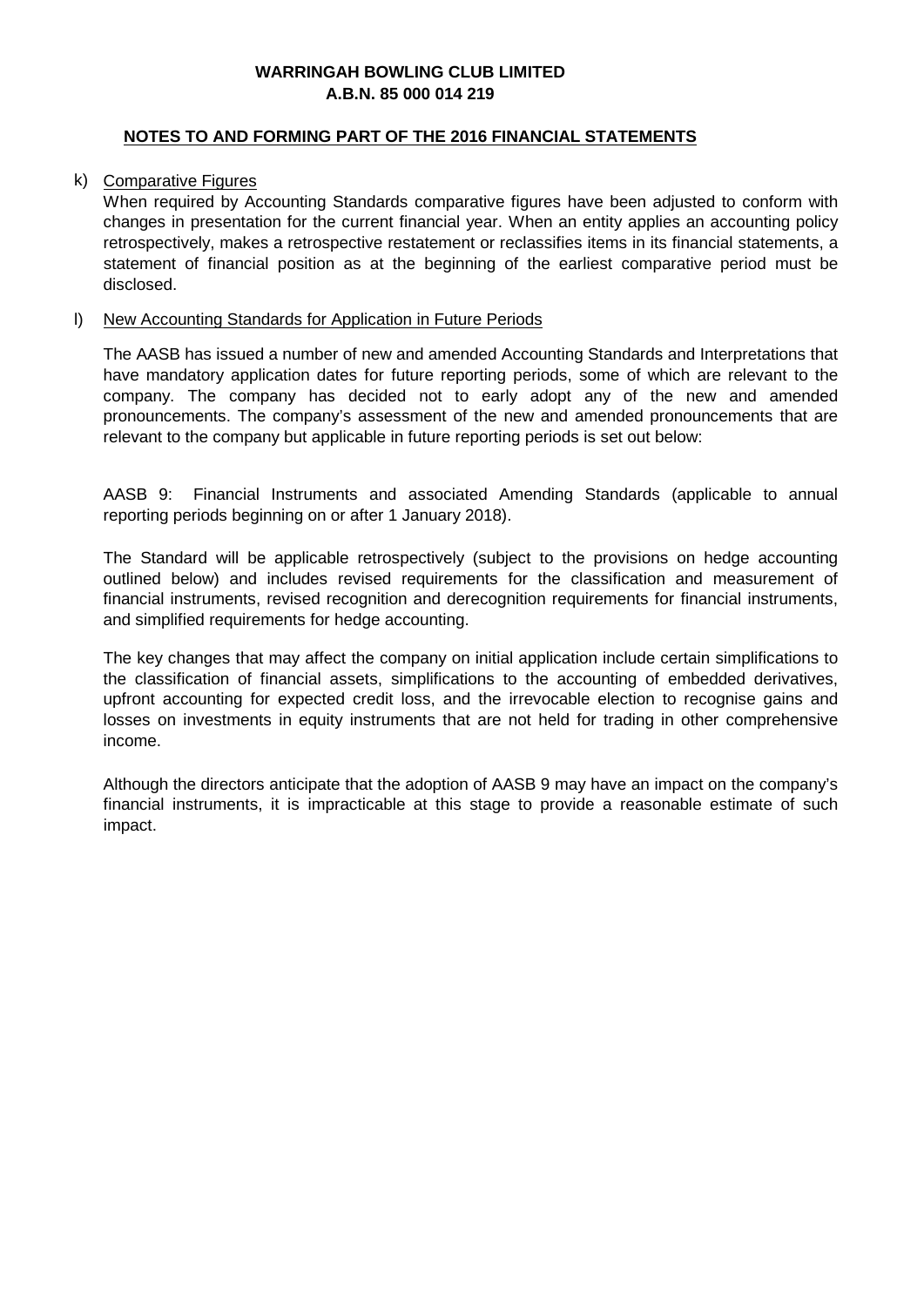**WARRINGAH BOWLING CLUB LIMITED**
**A.B.N. 85 000 014 219**

**NOTES TO AND FORMING PART OF THE 2016 FINANCIAL STATEMENTS**

k) Comparative Figures

When required by Accounting Standards comparative figures have been adjusted to conform with changes in presentation for the current financial year. When an entity applies an accounting policy retrospectively, makes a retrospective restatement or reclassifies items in its financial statements, a statement of financial position as at the beginning of the earliest comparative period must be disclosed.

l) New Accounting Standards for Application in Future Periods

The AASB has issued a number of new and amended Accounting Standards and Interpretations that have mandatory application dates for future reporting periods, some of which are relevant to the company. The company has decided not to early adopt any of the new and amended pronouncements. The company's assessment of the new and amended pronouncements that are relevant to the company but applicable in future reporting periods is set out below:

AASB 9: Financial Instruments and associated Amending Standards (applicable to annual reporting periods beginning on or after 1 January 2018).

The Standard will be applicable retrospectively (subject to the provisions on hedge accounting outlined below) and includes revised requirements for the classification and measurement of financial instruments, revised recognition and derecognition requirements for financial instruments, and simplified requirements for hedge accounting.

The key changes that may affect the company on initial application include certain simplifications to the classification of financial assets, simplifications to the accounting of embedded derivatives, upfront accounting for expected credit loss, and the irrevocable election to recognise gains and losses on investments in equity instruments that are not held for trading in other comprehensive income.

Although the directors anticipate that the adoption of AASB 9 may have an impact on the company's financial instruments, it is impracticable at this stage to provide a reasonable estimate of such impact.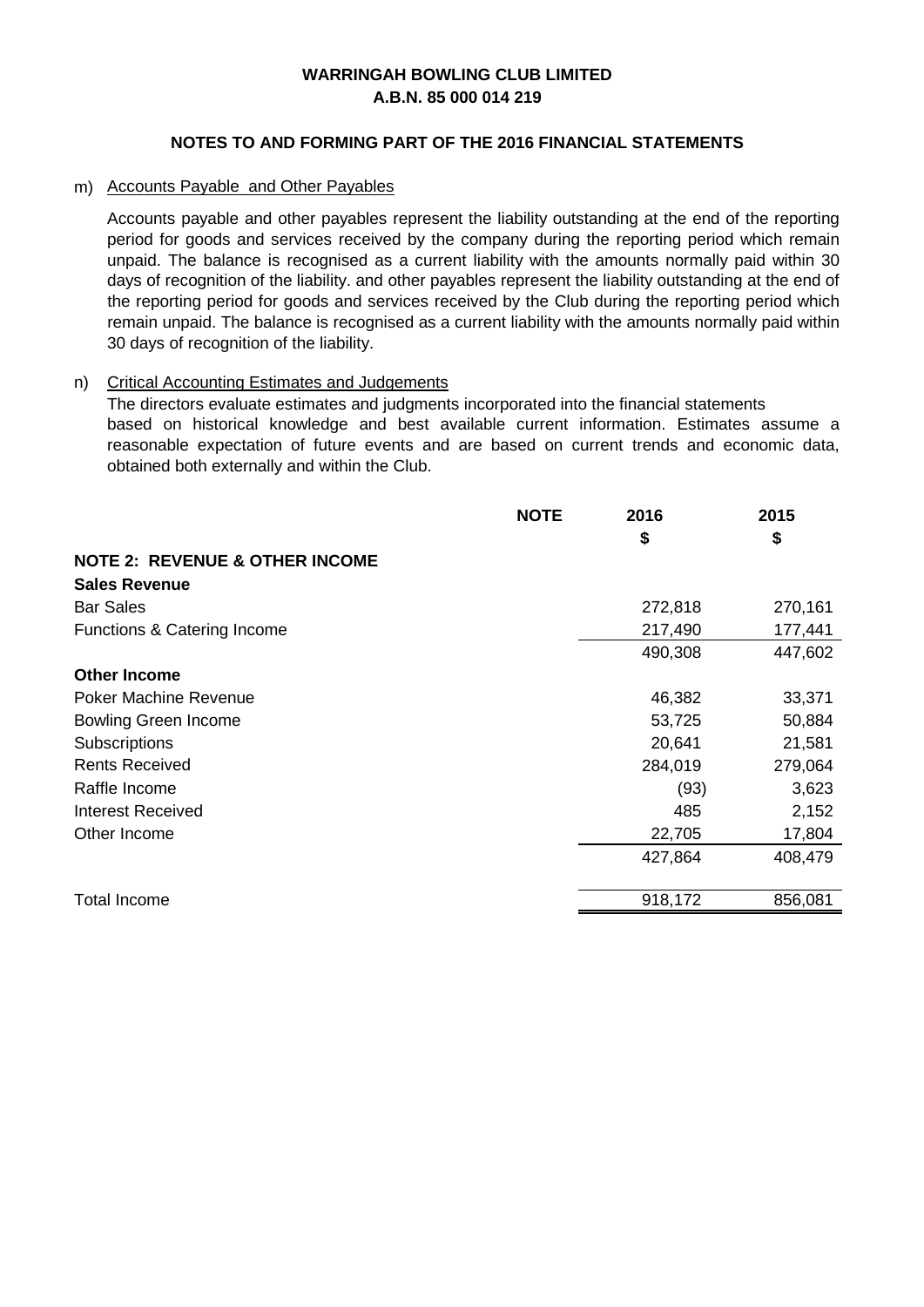**WARRINGAH BOWLING CLUB LIMITED**
**A.B.N. 85 000 014 219**

**NOTES TO AND FORMING PART OF THE 2016 FINANCIAL STATEMENTS**

m) Accounts Payable  and Other Payables

Accounts payable and other payables represent the liability outstanding at the end of the reporting period for goods and services received by the company during the reporting period which remain unpaid. The balance is recognised as a current liability with the amounts normally paid within 30 days of recognition of the liability. and other payables represent the liability outstanding at the end of the reporting period for goods and services received by the Club during the reporting period which remain unpaid. The balance is recognised as a current liability with the amounts normally paid within 30 days of recognition of the liability.

n) Critical Accounting Estimates and Judgements

The directors evaluate estimates and judgments incorporated into the financial statements based on historical knowledge and best available current information. Estimates assume a reasonable expectation of future events and are based on current trends and economic data, obtained both externally and within the Club.

| | NOTE | 2016 | 2015 |
|---|---|---|---|
| | | $ | $ |
| **NOTE 2: REVENUE & OTHER INCOME** | | | |
| **Sales Revenue** | | | |
| Bar Sales | | 272,818 | 270,161 |
| Functions & Catering Income | | 217,490 | 177,441 |
| | | 490,308 | 447,602 |
| **Other Income** | | | |
| Poker Machine Revenue | | 46,382 | 33,371 |
| Bowling Green Income | | 53,725 | 50,884 |
| Subscriptions | | 20,641 | 21,581 |
| Rents Received | | 284,019 | 279,064 |
| Raffle Income | | (93) | 3,623 |
| Interest Received | | 485 | 2,152 |
| Other Income | | 22,705 | 17,804 |
| | | 427,864 | 408,479 |
| Total Income | | 918,172 | 856,081 |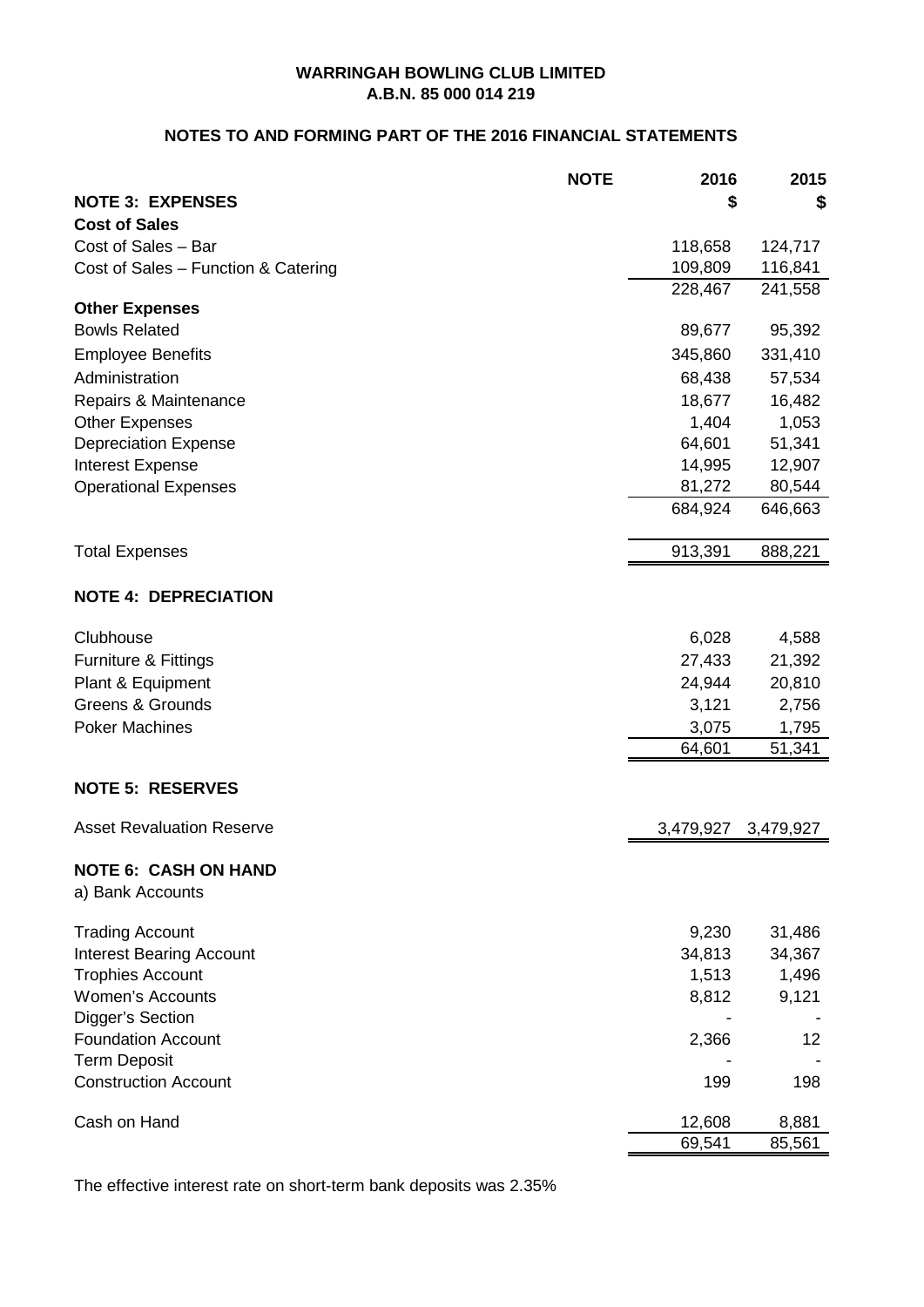**WARRINGAH BOWLING CLUB LIMITED**
**A.B.N. 85 000 014 219**

**NOTES TO AND FORMING PART OF THE 2016 FINANCIAL STATEMENTS**

| | NOTE | 2016 | 2015 |
|---|---|---|---|
| **NOTE 3: EXPENSES** | | **$** | **$** |
| **Cost of Sales** | | | |
| Cost of Sales – Bar | | 118,658 | 124,717 |
| Cost of Sales – Function & Catering | | 109,809 | 116,841 |
| | | 228,467 | 241,558 |
| **Other Expenses** | | | |
| Bowls Related | | 89,677 | 95,392 |
| Employee Benefits | | 345,860 | 331,410 |
| Administration | | 68,438 | 57,534 |
| Repairs & Maintenance | | 18,677 | 16,482 |
| Other Expenses | | 1,404 | 1,053 |
| Depreciation Expense | | 64,601 | 51,341 |
| Interest Expense | | 14,995 | 12,907 |
| Operational Expenses | | 81,272 | 80,544 |
| | | 684,924 | 646,663 |
| Total Expenses | | 913,391 | 888,221 |

**NOTE 4: DEPRECIATION**

| | 2016 | 2015 |
|---|---|---|
| Clubhouse | 6,028 | 4,588 |
| Furniture & Fittings | 27,433 | 21,392 |
| Plant & Equipment | 24,944 | 20,810 |
| Greens & Grounds | 3,121 | 2,756 |
| Poker Machines | 3,075 | 1,795 |
| | 64,601 | 51,341 |

**NOTE 5: RESERVES**

| | 2016 | 2015 |
|---|---|---|
| Asset Revaluation Reserve | 3,479,927 | 3,479,927 |

**NOTE 6: CASH ON HAND**

a) Bank Accounts

| | 2016 | 2015 |
|---|---|---|
| Trading Account | 9,230 | 31,486 |
| Interest Bearing Account | 34,813 | 34,367 |
| Trophies Account | 1,513 | 1,496 |
| Women's Accounts | 8,812 | 9,121 |
| Digger's Section | - | - |
| Foundation Account | 2,366 | 12 |
| Term Deposit | - | - |
| Construction Account | 199 | 198 |
| Cash on Hand | 12,608 | 8,881 |
| | 69,541 | 85,561 |

The effective interest rate on short-term bank deposits was 2.35%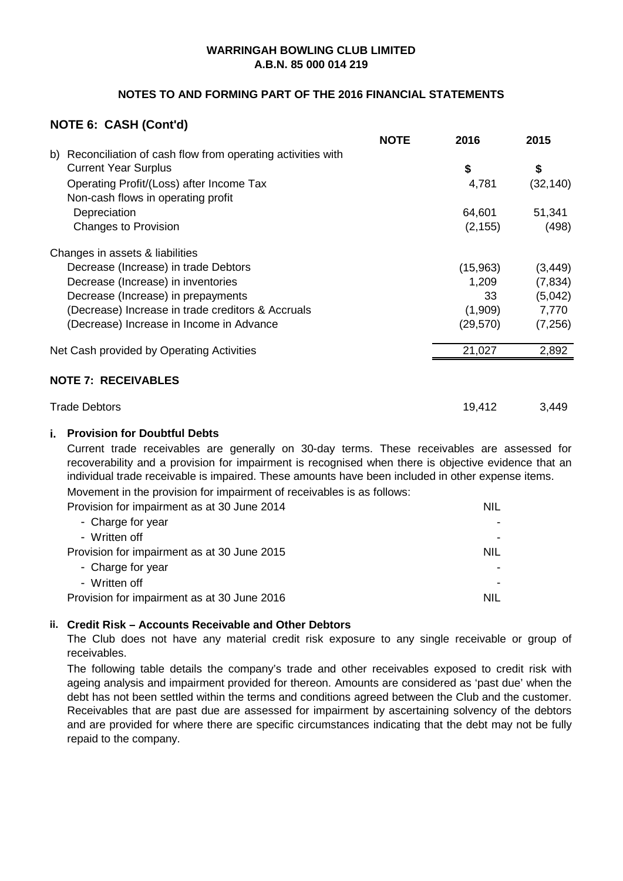**WARRINGAH BOWLING CLUB LIMITED**
**A.B.N. 85 000 014 219**

**NOTES TO AND FORMING PART OF THE 2016 FINANCIAL STATEMENTS**

## NOTE 6: CASH (Cont'd)

| | NOTE | 2016 | 2015 |
|---|---|---|---|
| b) Reconciliation of cash flow from operating activities with Current Year Surplus | | $ | $ |
| Operating Profit/(Loss) after Income Tax | | 4,781 | (32,140) |
| Non-cash flows in operating profit | | | |
| Depreciation | | 64,601 | 51,341 |
| Changes to Provision | | (2,155) | (498) |
| Changes in assets & liabilities | | | |
| Decrease (Increase) in trade Debtors | | (15,963) | (3,449) |
| Decrease (Increase) in inventories | | 1,209 | (7,834) |
| Decrease (Increase) in prepayments | | 33 | (5,042) |
| (Decrease) Increase in trade creditors & Accruals | | (1,909) | 7,770 |
| (Decrease) Increase in Income in Advance | | (29,570) | (7,256) |
| Net Cash provided by Operating Activities | | 21,027 | 2,892 |

## NOTE 7: RECEIVABLES

| | 2016 | 2015 |
|---|---|---|
| Trade Debtors | 19,412 | 3,449 |

**i. Provision for Doubtful Debts**

Current trade receivables are generally on 30-day terms. These receivables are assessed for recoverability and a provision for impairment is recognised when there is objective evidence that an individual trade receivable is impaired. These amounts have been included in other expense items.

Movement in the provision for impairment of receivables is as follows:

| | |
|---|---|
| Provision for impairment as at 30 June 2014 | NIL |
| - Charge for year | - |
| - Written off | - |
| Provision for impairment as at 30 June 2015 | NIL |
| - Charge for year | - |
| - Written off | - |
| Provision for impairment as at 30 June 2016 | NIL |

**ii. Credit Risk – Accounts Receivable and Other Debtors**

The Club does not have any material credit risk exposure to any single receivable or group of receivables.

The following table details the company's trade and other receivables exposed to credit risk with ageing analysis and impairment provided for thereon. Amounts are considered as 'past due' when the debt has not been settled within the terms and conditions agreed between the Club and the customer. Receivables that are past due are assessed for impairment by ascertaining solvency of the debtors and are provided for where there are specific circumstances indicating that the debt may not be fully repaid to the company.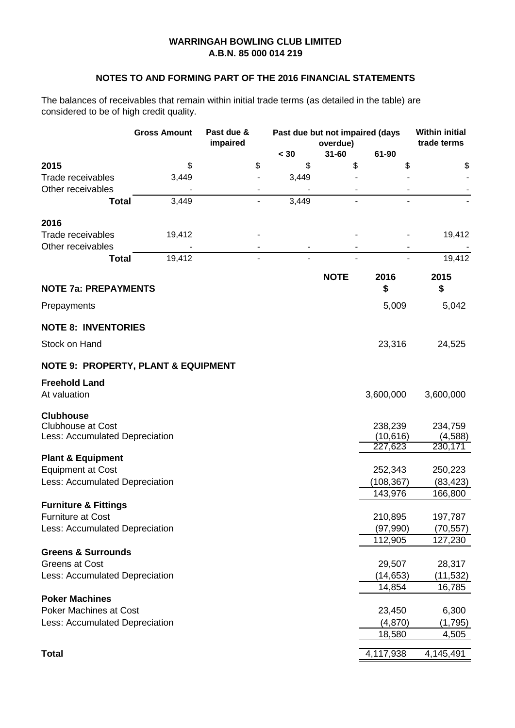**WARRINGAH BOWLING CLUB LIMITED**
**A.B.N. 85 000 014 219**

**NOTES TO AND FORMING PART OF THE 2016 FINANCIAL STATEMENTS**

The balances of receivables that remain within initial trade terms (as detailed in the table) are considered to be of high credit quality.

| | Gross Amount | Past due & impaired | Past due but not impaired (days overdue) | | | Within initial trade terms |
|---|---|---|---|---|---|---|
| | | | < 30 | 31-60 | 61-90 | |
| **2015** | $ | $ | $ | $ | $ | $ |
| Trade receivables | 3,449 | - | 3,449 | - | - | - |
| Other receivables | - | - | - | - | - | - |
| **Total** | 3,449 | - | 3,449 | - | - | - |
| **2016** | | | | | | |
| Trade receivables | 19,412 | - | | - | - | 19,412 |
| Other receivables | - | - | - | - | - | - |
| **Total** | 19,412 | - | - | - | - | 19,412 |

| | NOTE | 2016 $ | 2015 $ |
|---|---|---|---|
| **NOTE 7a: PREPAYMENTS** | | | |
| Prepayments | | 5,009 | 5,042 |
| **NOTE 8: INVENTORIES** | | | |
| Stock on Hand | | 23,316 | 24,525 |
| **NOTE 9: PROPERTY, PLANT & EQUIPMENT** | | | |
| **Freehold Land** | | | |
| At valuation | | 3,600,000 | 3,600,000 |
| **Clubhouse** | | | |
| Clubhouse at Cost | | 238,239 | 234,759 |
| Less: Accumulated Depreciation | | (10,616) | (4,588) |
| | | 227,623 | 230,171 |
| **Plant & Equipment** | | | |
| Equipment at Cost | | 252,343 | 250,223 |
| Less: Accumulated Depreciation | | (108,367) | (83,423) |
| | | 143,976 | 166,800 |
| **Furniture & Fittings** | | | |
| Furniture at Cost | | 210,895 | 197,787 |
| Less: Accumulated Depreciation | | (97,990) | (70,557) |
| | | 112,905 | 127,230 |
| **Greens & Surrounds** | | | |
| Greens at Cost | | 29,507 | 28,317 |
| Less: Accumulated Depreciation | | (14,653) | (11,532) |
| | | 14,854 | 16,785 |
| **Poker Machines** | | | |
| Poker Machines at Cost | | 23,450 | 6,300 |
| Less: Accumulated Depreciation | | (4,870) | (1,795) |
| | | 18,580 | 4,505 |
| **Total** | | 4,117,938 | 4,145,491 |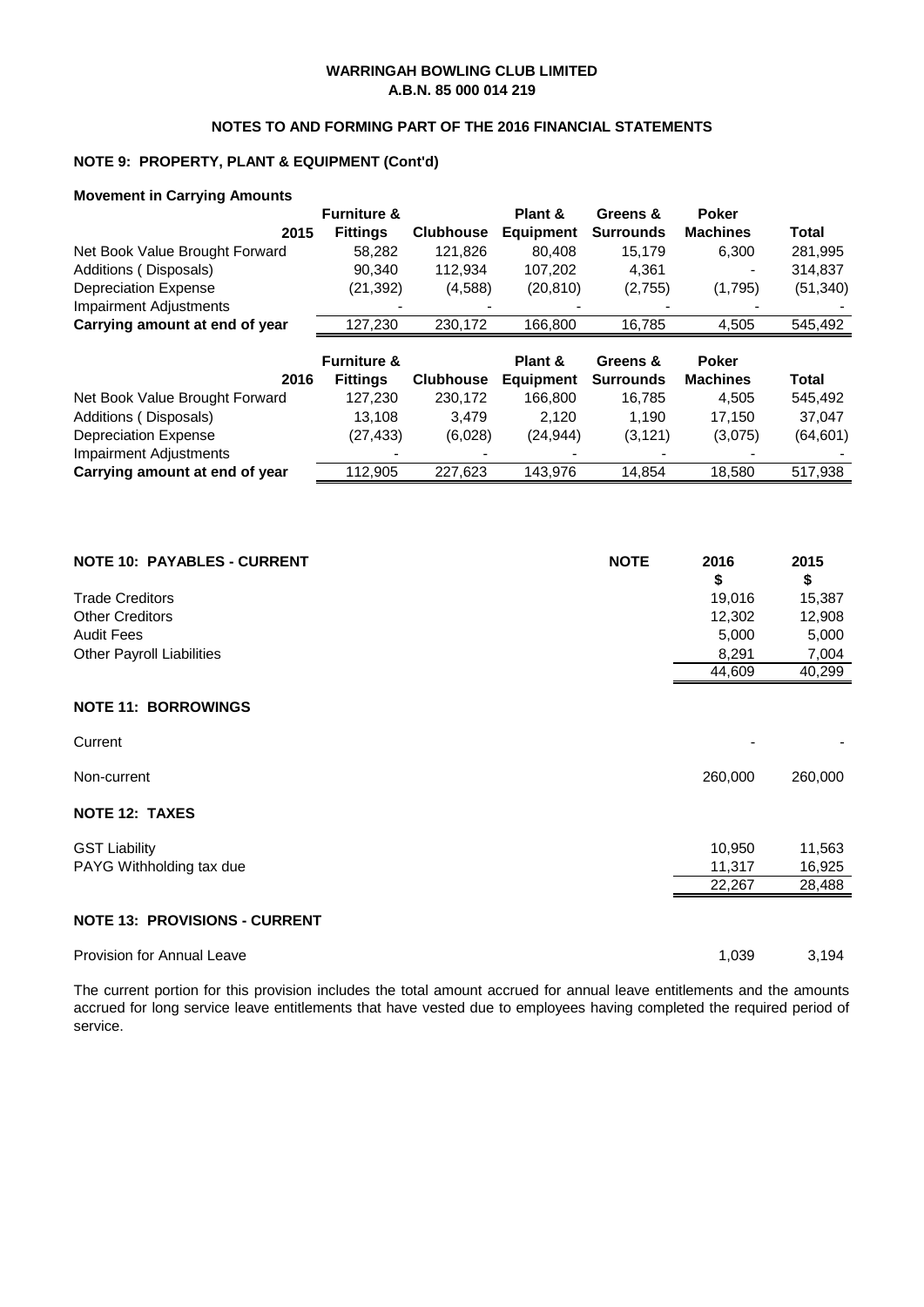**WARRINGAH BOWLING CLUB LIMITED**
**A.B.N. 85 000 014 219**

**NOTES TO AND FORMING PART OF THE 2016 FINANCIAL STATEMENTS**

## NOTE 9: PROPERTY, PLANT & EQUIPMENT (Cont'd)

**Movement in Carrying Amounts**

| 2015 | Furniture & Fittings | Clubhouse | Plant & Equipment | Greens & Surrounds | Poker Machines | Total |
|---|---|---|---|---|---|---|
| Net Book Value Brought Forward | 58,282 | 121,826 | 80,408 | 15,179 | 6,300 | 281,995 |
| Additions ( Disposals) | 90,340 | 112,934 | 107,202 | 4,361 | - | 314,837 |
| Depreciation Expense | (21,392) | (4,588) | (20,810) | (2,755) | (1,795) | (51,340) |
| Impairment Adjustments | - | - | - | - | - | - |
| **Carrying amount at end of year** | 127,230 | 230,172 | 166,800 | 16,785 | 4,505 | 545,492 |

| 2016 | Furniture & Fittings | Clubhouse | Plant & Equipment | Greens & Surrounds | Poker Machines | Total |
|---|---|---|---|---|---|---|
| Net Book Value Brought Forward | 127,230 | 230,172 | 166,800 | 16,785 | 4,505 | 545,492 |
| Additions ( Disposals) | 13,108 | 3,479 | 2,120 | 1,190 | 17,150 | 37,047 |
| Depreciation Expense | (27,433) | (6,028) | (24,944) | (3,121) | (3,075) | (64,601) |
| Impairment Adjustments | - | - | - | - | - | - |
| **Carrying amount at end of year** | 112,905 | 227,623 | 143,976 | 14,854 | 18,580 | 517,938 |

## NOTE 10: PAYABLES - CURRENT

| | NOTE | 2016 $ | 2015 $ |
|---|---|---|---|
| Trade Creditors | | 19,016 | 15,387 |
| Other Creditors | | 12,302 | 12,908 |
| Audit Fees | | 5,000 | 5,000 |
| Other Payroll Liabilities | | 8,291 | 7,004 |
| | | 44,609 | 40,299 |

## NOTE 11: BORROWINGS

| | 2016 | 2015 |
|---|---|---|
| Current | - | - |
| Non-current | 260,000 | 260,000 |

## NOTE 12: TAXES

| | 2016 | 2015 |
|---|---|---|
| GST Liability | 10,950 | 11,563 |
| PAYG Withholding tax due | 11,317 | 16,925 |
| | 22,267 | 28,488 |

## NOTE 13: PROVISIONS - CURRENT

| | 2016 | 2015 |
|---|---|---|
| Provision for Annual Leave | 1,039 | 3,194 |

The current portion for this provision includes the total amount accrued for annual leave entitlements and the amounts accrued for long service leave entitlements that have vested due to employees having completed the required period of service.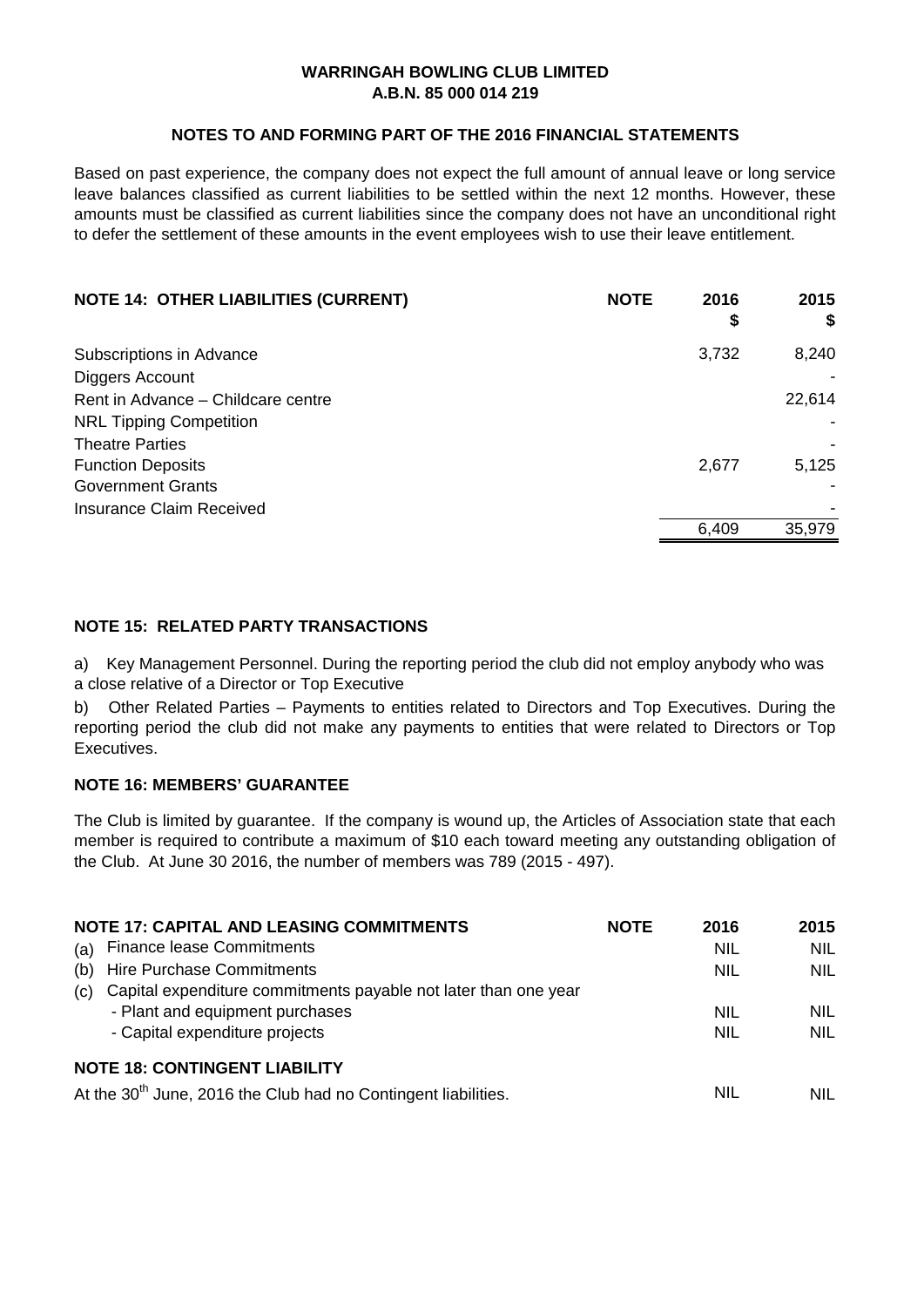**WARRINGAH BOWLING CLUB LIMITED**
**A.B.N. 85 000 014 219**

**NOTES TO AND FORMING PART OF THE 2016 FINANCIAL STATEMENTS**

Based on past experience, the company does not expect the full amount of annual leave or long service leave balances classified as current liabilities to be settled within the next 12 months. However, these amounts must be classified as current liabilities since the company does not have an unconditional right to defer the settlement of these amounts in the event employees wish to use their leave entitlement.

| **NOTE 14: OTHER LIABILITIES (CURRENT)** | **NOTE** | **2016 $** | **2015 $** |
|---|---|---|---|
| Subscriptions in Advance | | 3,732 | 8,240 |
| Diggers Account | | | - |
| Rent in Advance – Childcare centre | | | 22,614 |
| NRL Tipping Competition | | | - |
| Theatre Parties | | | - |
| Function Deposits | | 2,677 | 5,125 |
| Government Grants | | | - |
| Insurance Claim Received | | | - |
| | | 6,409 | 35,979 |

**NOTE 15: RELATED PARTY TRANSACTIONS**

a) Key Management Personnel. During the reporting period the club did not employ anybody who was a close relative of a Director or Top Executive

b) Other Related Parties – Payments to entities related to Directors and Top Executives. During the reporting period the club did not make any payments to entities that were related to Directors or Top Executives.

**NOTE 16: MEMBERS' GUARANTEE**

The Club is limited by guarantee. If the company is wound up, the Articles of Association state that each member is required to contribute a maximum of $10 each toward meeting any outstanding obligation of the Club. At June 30 2016, the number of members was 789 (2015 - 497).

| **NOTE 17: CAPITAL AND LEASING COMMITMENTS** | **NOTE** | **2016** | **2015** |
|---|---|---|---|
| (a) Finance lease Commitments | | NIL | NIL |
| (b) Hire Purchase Commitments | | NIL | NIL |
| (c) Capital expenditure commitments payable not later than one year | | | |
| - Plant and equipment purchases | | NIL | NIL |
| - Capital expenditure projects | | NIL | NIL |

**NOTE 18: CONTINGENT LIABILITY**

| | 2016 | 2015 |
|---|---|---|
| At the 30th June, 2016 the Club had no Contingent liabilities. | NIL | NIL |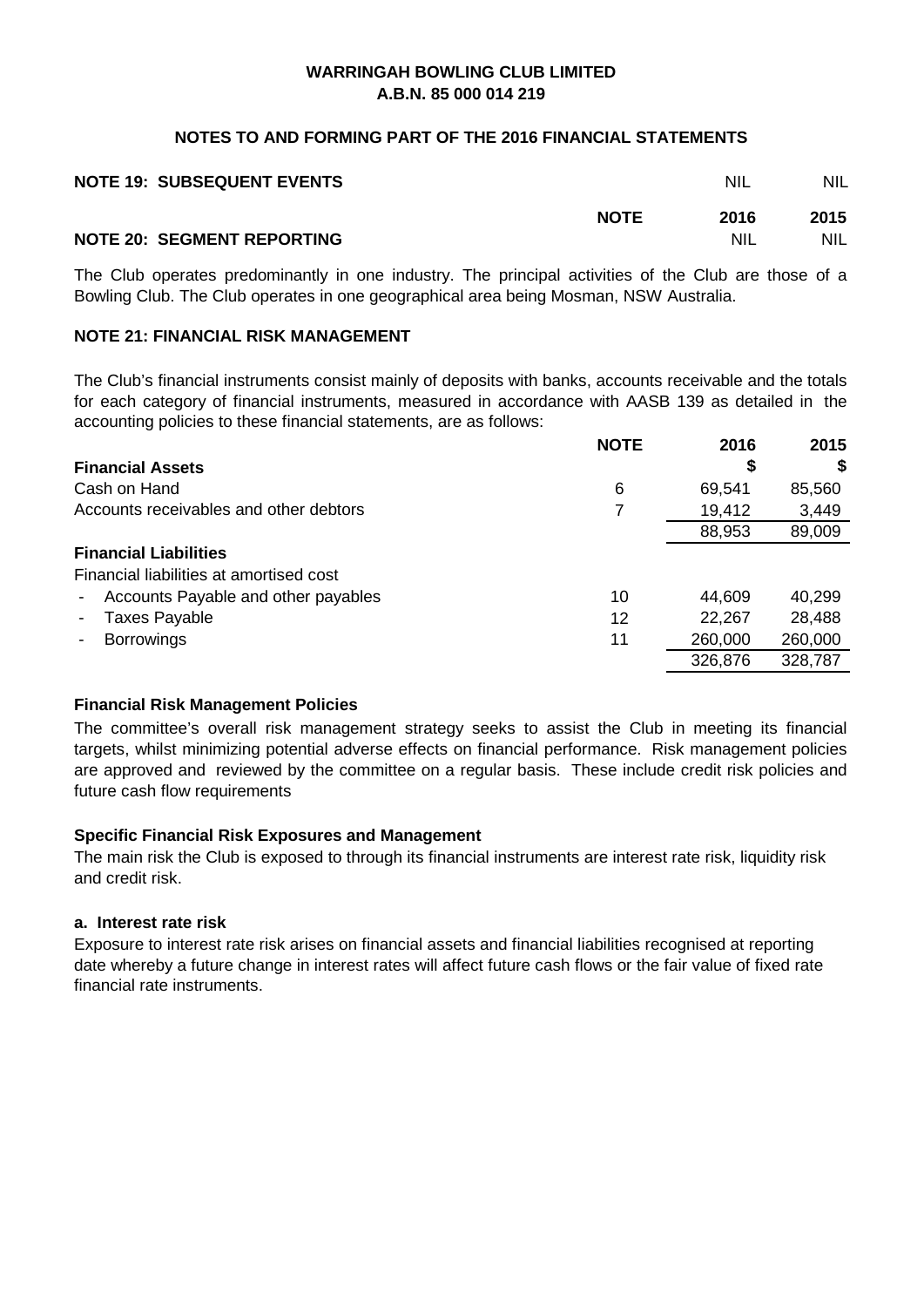**WARRINGAH BOWLING CLUB LIMITED**
**A.B.N. 85 000 014 219**

**NOTES TO AND FORMING PART OF THE 2016 FINANCIAL STATEMENTS**

| | NOTE | 2016 | 2015 |
|---|---|---|---|
| **NOTE 19: SUBSEQUENT EVENTS** | | NIL | NIL |
| **NOTE 20: SEGMENT REPORTING** | | NIL | NIL |

The Club operates predominantly in one industry. The principal activities of the Club are those of a Bowling Club. The Club operates in one geographical area being Mosman, NSW Australia.

**NOTE 21: FINANCIAL RISK MANAGEMENT**

The Club's financial instruments consist mainly of deposits with banks, accounts receivable and the totals for each category of financial instruments, measured in accordance with AASB 139 as detailed in the accounting policies to these financial statements, are as follows:

| | NOTE | 2016 $ | 2015 $ |
|---|---|---|---|
| **Financial Assets** | | | |
| Cash on Hand | 6 | 69,541 | 85,560 |
| Accounts receivables and other debtors | 7 | 19,412 | 3,449 |
| | | 88,953 | 89,009 |
| **Financial Liabilities** | | | |
| Financial liabilities at amortised cost | | | |
| - Accounts Payable and other payables | 10 | 44,609 | 40,299 |
| - Taxes Payable | 12 | 22,267 | 28,488 |
| - Borrowings | 11 | 260,000 | 260,000 |
| | | 326,876 | 328,787 |

**Financial Risk Management Policies**

The committee's overall risk management strategy seeks to assist the Club in meeting its financial targets, whilst minimizing potential adverse effects on financial performance. Risk management policies are approved and reviewed by the committee on a regular basis. These include credit risk policies and future cash flow requirements

**Specific Financial Risk Exposures and Management**

The main risk the Club is exposed to through its financial instruments are interest rate risk, liquidity risk and credit risk.

**a. Interest rate risk**

Exposure to interest rate risk arises on financial assets and financial liabilities recognised at reporting date whereby a future change in interest rates will affect future cash flows or the fair value of fixed rate financial rate instruments.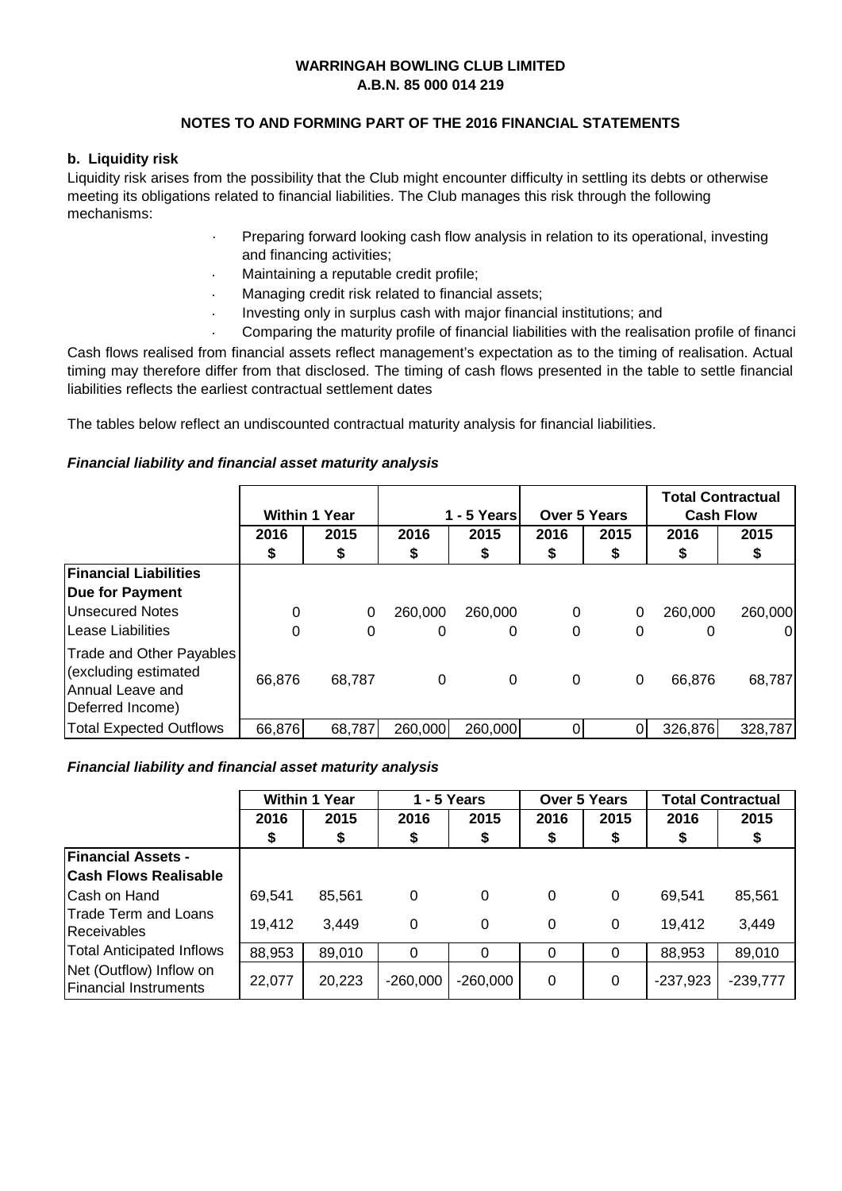**WARRINGAH BOWLING CLUB LIMITED**
**A.B.N. 85 000 014 219**

**NOTES TO AND FORMING PART OF THE 2016 FINANCIAL STATEMENTS**

**b. Liquidity risk**

Liquidity risk arises from the possibility that the Club might encounter difficulty in settling its debts or otherwise meeting its obligations related to financial liabilities. The Club manages this risk through the following mechanisms:

- Preparing forward looking cash flow analysis in relation to its operational, investing and financing activities;
- Maintaining a reputable credit profile;
- Managing credit risk related to financial assets;
- Investing only in surplus cash with major financial institutions; and
- Comparing the maturity profile of financial liabilities with the realisation profile of financi

Cash flows realised from financial assets reflect management's expectation as to the timing of realisation. Actual timing may therefore differ from that disclosed. The timing of cash flows presented in the table to settle financial liabilities reflects the earliest contractual settlement dates

The tables below reflect an undiscounted contractual maturity analysis for financial liabilities.

***Financial liability and financial asset maturity analysis***

| | Within 1 Year | | 1 - 5 Years | | Over 5 Years | | Total Contractual Cash Flow | |
|---|---|---|---|---|---|---|---|---|
| | 2016 | 2015 | 2016 | 2015 | 2016 | 2015 | 2016 | 2015 |
| | $ | $ | $ | $ | $ | $ | $ | $ |
| **Financial Liabilities Due for Payment** | | | | | | | | |
| Unsecured Notes | 0 | 0 | 260,000 | 260,000 | 0 | 0 | 260,000 | 260,000 |
| Lease Liabilities | 0 | 0 | 0 | 0 | 0 | 0 | 0 | 0 |
| Trade and Other Payables (excluding estimated Annual Leave and Deferred Income) | 66,876 | 68,787 | 0 | 0 | 0 | 0 | 66,876 | 68,787 |
| Total Expected Outflows | 66,876 | 68,787 | 260,000 | 260,000 | 0 | 0 | 326,876 | 328,787 |

***Financial liability and financial asset maturity analysis***

| | Within 1 Year | | 1 - 5 Years | | Over 5 Years | | Total Contractual | |
|---|---|---|---|---|---|---|---|---|
| | 2016 | 2015 | 2016 | 2015 | 2016 | 2015 | 2016 | 2015 |
| | $ | $ | $ | $ | $ | $ | $ | $ |
| **Financial Assets - Cash Flows Realisable** | | | | | | | | |
| Cash on Hand | 69,541 | 85,561 | 0 | 0 | 0 | 0 | 69,541 | 85,561 |
| Trade Term and Loans Receivables | 19,412 | 3,449 | 0 | 0 | 0 | 0 | 19,412 | 3,449 |
| Total Anticipated Inflows | 88,953 | 89,010 | 0 | 0 | 0 | 0 | 88,953 | 89,010 |
| Net (Outflow) Inflow on Financial Instruments | 22,077 | 20,223 | -260,000 | -260,000 | 0 | 0 | -237,923 | -239,777 |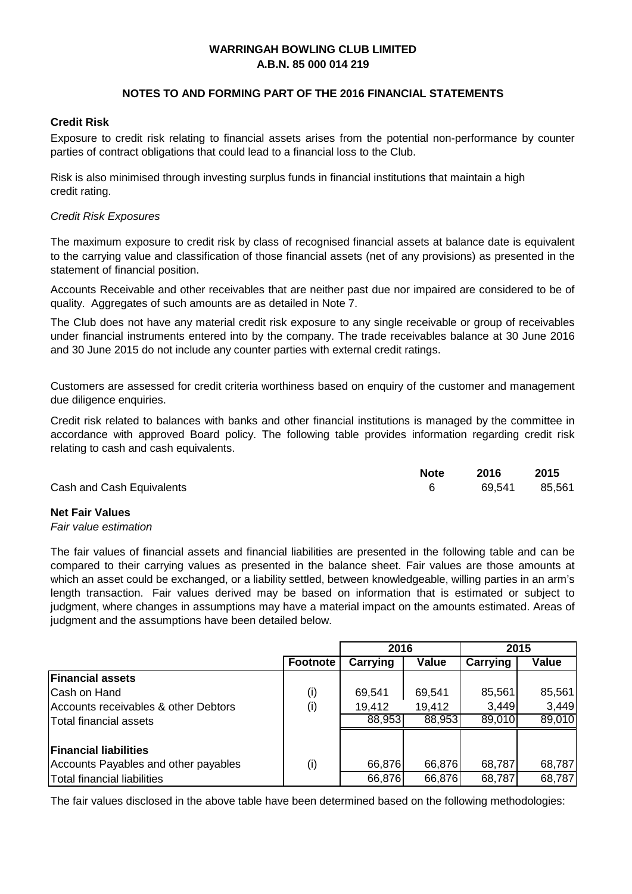**WARRINGAH BOWLING CLUB LIMITED**
**A.B.N. 85 000 014 219**

**NOTES TO AND FORMING PART OF THE 2016 FINANCIAL STATEMENTS**

**Credit Risk**

Exposure to credit risk relating to financial assets arises from the potential non-performance by counter parties of contract obligations that could lead to a financial loss to the Club.

Risk is also minimised through investing surplus funds in financial institutions that maintain a high credit rating.

*Credit Risk Exposures*

The maximum exposure to credit risk by class of recognised financial assets at balance date is equivalent to the carrying value and classification of those financial assets (net of any provisions) as presented in the statement of financial position.

Accounts Receivable and other receivables that are neither past due nor impaired are considered to be of quality. Aggregates of such amounts are as detailed in Note 7.

The Club does not have any material credit risk exposure to any single receivable or group of receivables under financial instruments entered into by the company. The trade receivables balance at 30 June 2016 and 30 June 2015 do not include any counter parties with external credit ratings.

Customers are assessed for credit criteria worthiness based on enquiry of the customer and management due diligence enquiries.

Credit risk related to balances with banks and other financial institutions is managed by the committee in accordance with approved Board policy. The following table provides information regarding credit risk relating to cash and cash equivalents.

| | Note | 2016 | 2015 |
|---|---|---|---|
| Cash and Cash Equivalents | 6 | 69,541 | 85,561 |

**Net Fair Values**

*Fair value estimation*

The fair values of financial assets and financial liabilities are presented in the following table and can be compared to their carrying values as presented in the balance sheet. Fair values are those amounts at which an asset could be exchanged, or a liability settled, between knowledgeable, willing parties in an arm's length transaction. Fair values derived may be based on information that is estimated or subject to judgment, where changes in assumptions may have a material impact on the amounts estimated. Areas of judgment and the assumptions have been detailed below.

| | | 2016 | | 2015 | |
|---|---|---|---|---|---|
| | **Footnote** | **Carrying** | **Value** | **Carrying** | **Value** |
| **Financial assets** | | | | | |
| Cash on Hand | (i) | 69,541 | 69,541 | 85,561 | 85,561 |
| Accounts receivables & other Debtors | (i) | 19,412 | 19,412 | 3,449 | 3,449 |
| Total financial assets | | 88,953 | 88,953 | 89,010 | 89,010 |
| **Financial liabilities** | | | | | |
| Accounts Payables and other payables | (i) | 66,876 | 66,876 | 68,787 | 68,787 |
| Total financial liabilities | | 66,876 | 66,876 | 68,787 | 68,787 |

The fair values disclosed in the above table have been determined based on the following methodologies: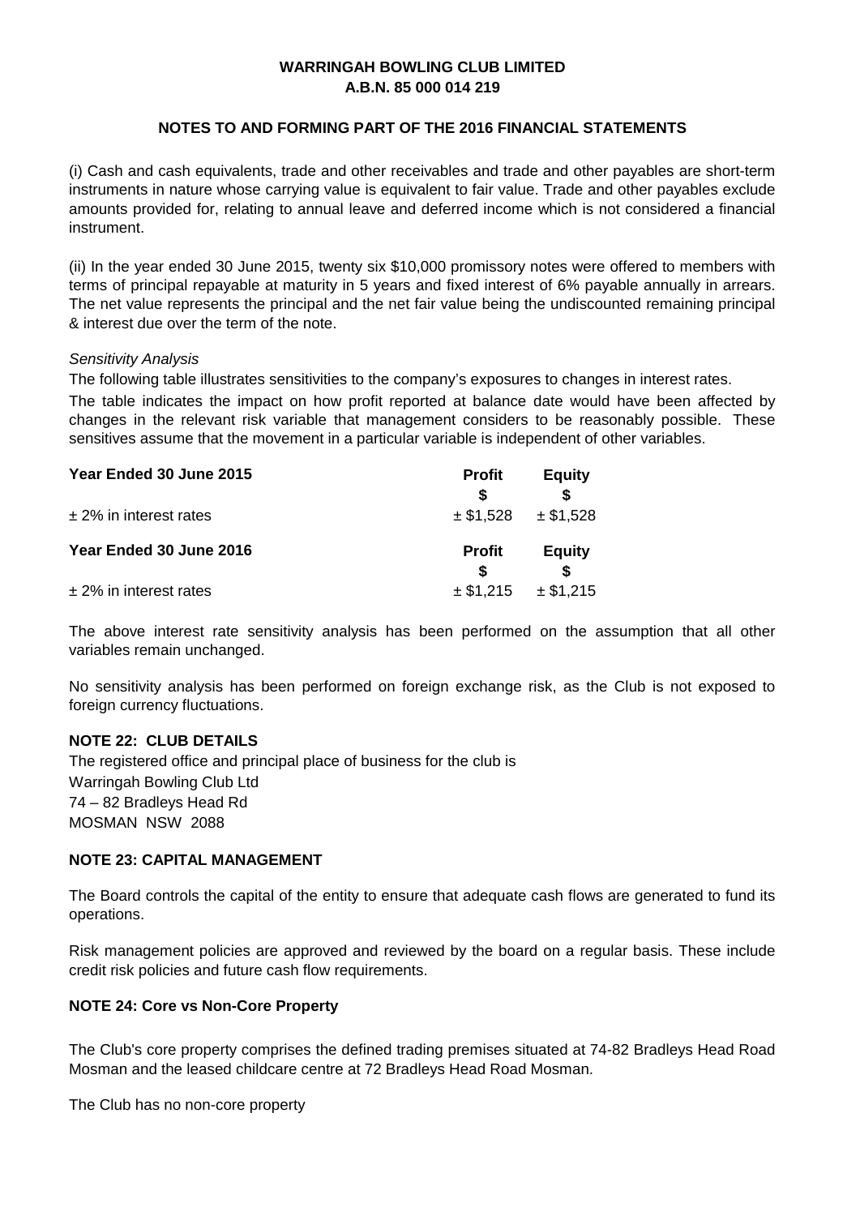(i) Cash and cash equivalents, trade and other receivables and trade and other payables are short-term instruments in nature whose carrying value is equivalent to fair value. Trade and other payables exclude amounts provided for, relating to annual leave and deferred income which is not considered a financial instrument.

(ii) In the year ended 30 June 2015, twenty six $10,000 promissory notes were offered to members with terms of principal repayable at maturity in 5 years and fixed interest of 6% payable annually in arrears. The net value represents the principal and the net fair value being the undiscounted remaining principal & interest due over the term of the note.

*Sensitivity Analysis*

The following table illustrates sensitivities to the company's exposures to changes in interest rates.

The table indicates the impact on how profit reported at balance date would have been affected by changes in the relevant risk variable that management considers to be reasonably possible. These sensitives assume that the movement in a particular variable is independent of other variables.

| **Year Ended 30 June 2015** | **Profit $** | **Equity $** |
|---|---|---|
| ± 2% in interest rates | ± $1,528 | ± $1,528 |
| **Year Ended 30 June 2016** | **Profit $** | **Equity $** |
| ± 2% in interest rates | ± $1,215 | ± $1,215 |

The above interest rate sensitivity analysis has been performed on the assumption that all other variables remain unchanged.

No sensitivity analysis has been performed on foreign exchange risk, as the Club is not exposed to foreign currency fluctuations.

**NOTE 22: CLUB DETAILS**

The registered office and principal place of business for the club is
Warringah Bowling Club Ltd
74 – 82 Bradleys Head Rd
MOSMAN NSW 2088

**NOTE 23: CAPITAL MANAGEMENT**

The Board controls the capital of the entity to ensure that adequate cash flows are generated to fund its operations.

Risk management policies are approved and reviewed by the board on a regular basis. These include credit risk policies and future cash flow requirements.

**NOTE 24: Core vs Non-Core Property**

The Club's core property comprises the defined trading premises situated at 74-82 Bradleys Head Road Mosman and the leased childcare centre at 72 Bradleys Head Road Mosman.

The Club has no non-core property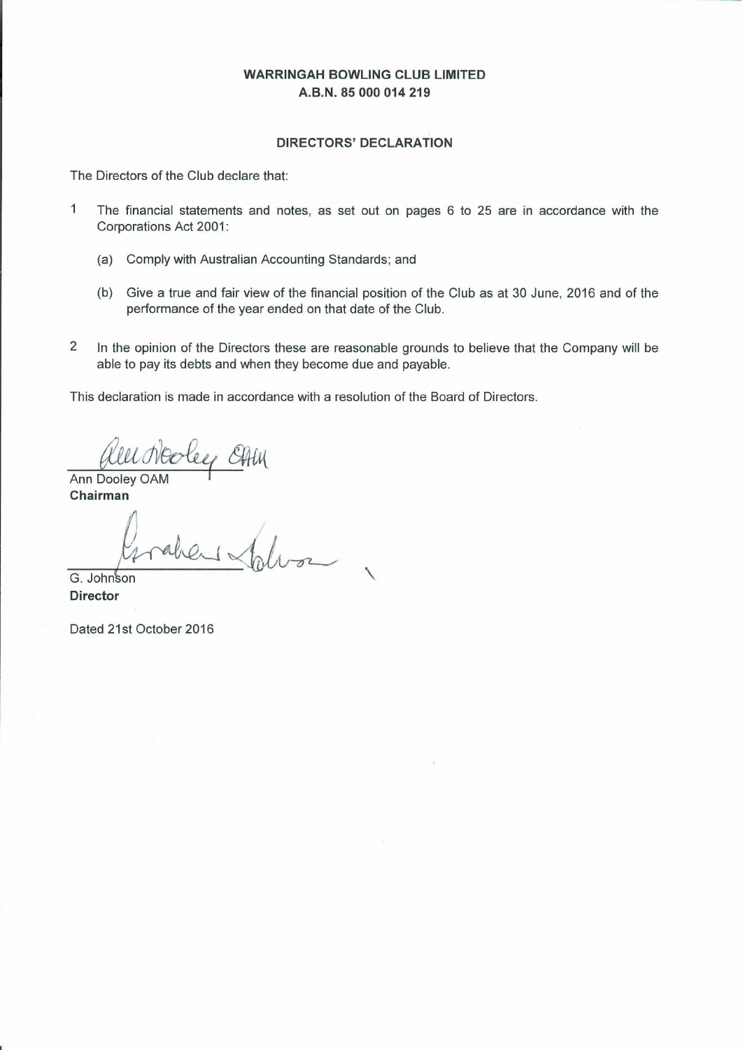**WARRINGAH BOWLING CLUB LIMITED**
**A.B.N. 85 000 014 219**

**DIRECTORS' DECLARATION**

The Directors of the Club declare that:

1 The financial statements and notes, as set out on pages 6 to 25 are in accordance with the Corporations Act 2001:

   (a) Comply with Australian Accounting Standards; and

   (b) Give a true and fair view of the financial position of the Club as at 30 June, 2016 and of the performance of the year ended on that date of the Club.

2 In the opinion of the Directors these are reasonable grounds to believe that the Company will be able to pay its debts and when they become due and payable.

This declaration is made in accordance with a resolution of the Board of Directors.

Ann Dooley OAM
**Chairman**

G. Johnson
**Director**

Dated 21st October 2016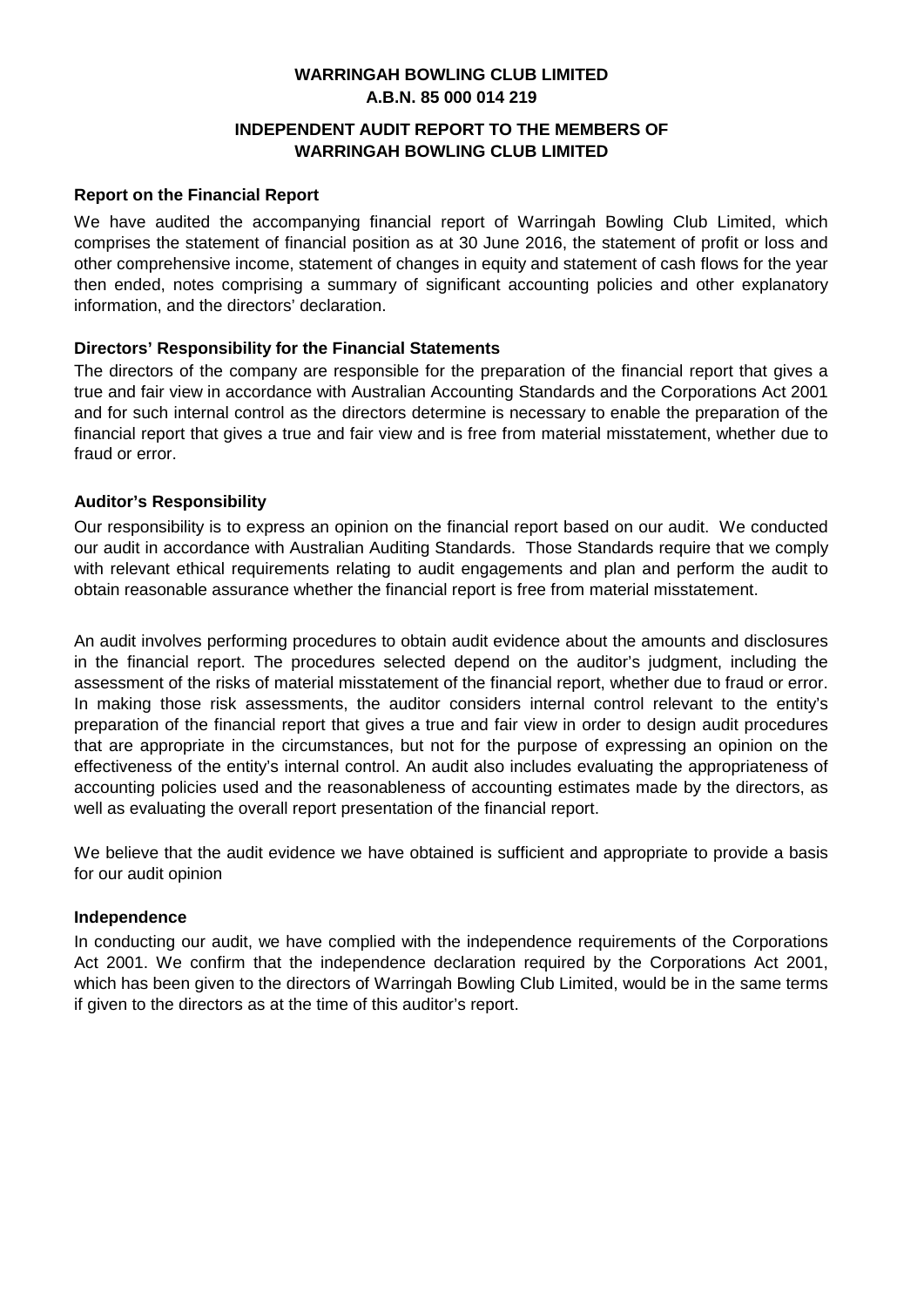**WARRINGAH BOWLING CLUB LIMITED**
**A.B.N. 85 000 014 219**

**INDEPENDENT AUDIT REPORT TO THE MEMBERS OF**
**WARRINGAH BOWLING CLUB LIMITED**

**Report on the Financial Report**

We have audited the accompanying financial report of Warringah Bowling Club Limited, which comprises the statement of financial position as at 30 June 2016, the statement of profit or loss and other comprehensive income, statement of changes in equity and statement of cash flows for the year then ended, notes comprising a summary of significant accounting policies and other explanatory information, and the directors' declaration.

**Directors' Responsibility for the Financial Statements**

The directors of the company are responsible for the preparation of the financial report that gives a true and fair view in accordance with Australian Accounting Standards and the Corporations Act 2001 and for such internal control as the directors determine is necessary to enable the preparation of the financial report that gives a true and fair view and is free from material misstatement, whether due to fraud or error.

**Auditor's Responsibility**

Our responsibility is to express an opinion on the financial report based on our audit. We conducted our audit in accordance with Australian Auditing Standards. Those Standards require that we comply with relevant ethical requirements relating to audit engagements and plan and perform the audit to obtain reasonable assurance whether the financial report is free from material misstatement.

An audit involves performing procedures to obtain audit evidence about the amounts and disclosures in the financial report. The procedures selected depend on the auditor's judgment, including the assessment of the risks of material misstatement of the financial report, whether due to fraud or error. In making those risk assessments, the auditor considers internal control relevant to the entity's preparation of the financial report that gives a true and fair view in order to design audit procedures that are appropriate in the circumstances, but not for the purpose of expressing an opinion on the effectiveness of the entity's internal control. An audit also includes evaluating the appropriateness of accounting policies used and the reasonableness of accounting estimates made by the directors, as well as evaluating the overall report presentation of the financial report.

We believe that the audit evidence we have obtained is sufficient and appropriate to provide a basis for our audit opinion

**Independence**

In conducting our audit, we have complied with the independence requirements of the Corporations Act 2001. We confirm that the independence declaration required by the Corporations Act 2001, which has been given to the directors of Warringah Bowling Club Limited, would be in the same terms if given to the directors as at the time of this auditor's report.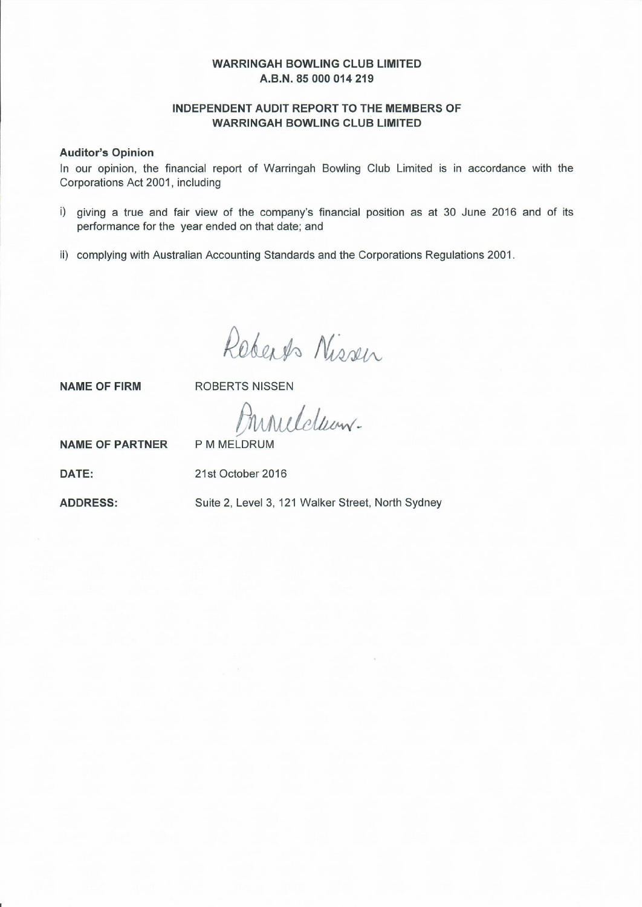**WARRINGAH BOWLING CLUB LIMITED**
**A.B.N. 85 000 014 219**

**INDEPENDENT AUDIT REPORT TO THE MEMBERS OF WARRINGAH BOWLING CLUB LIMITED**

**Auditor's Opinion**

In our opinion, the financial report of Warringah Bowling Club Limited is in accordance with the Corporations Act 2001, including

i) giving a true and fair view of the company's financial position as at 30 June 2016 and of its performance for the year ended on that date; and

ii) complying with Australian Accounting Standards and the Corporations Regulations 2001.

Roberts Nissen

**NAME OF FIRM** ROBERTS NISSEN

PMMeldrum.

**NAME OF PARTNER** P M MELDRUM

**DATE:** 21st October 2016

**ADDRESS:** Suite 2, Level 3, 121 Walker Street, North Sydney